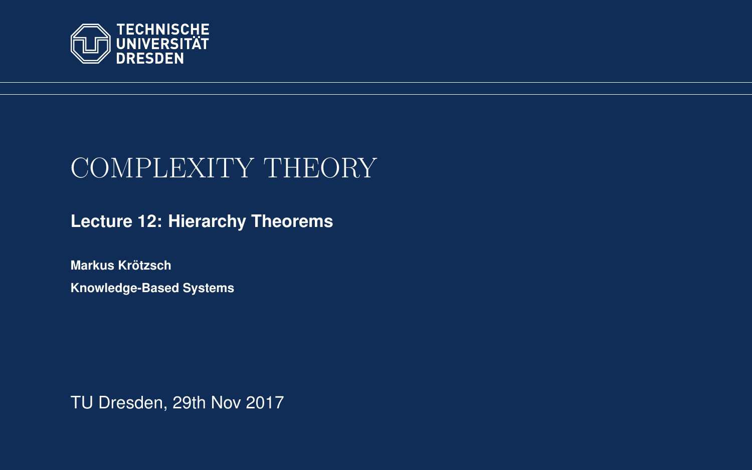TECHNISCHE UNIVERSITÄT DRESDEN

# COMPLEXITY THEORY

## Lecture 12: Hierarchy Theorems

**Markus Krötzsch**

**Knowledge-Based Systems**

TU Dresden, 29th Nov 2017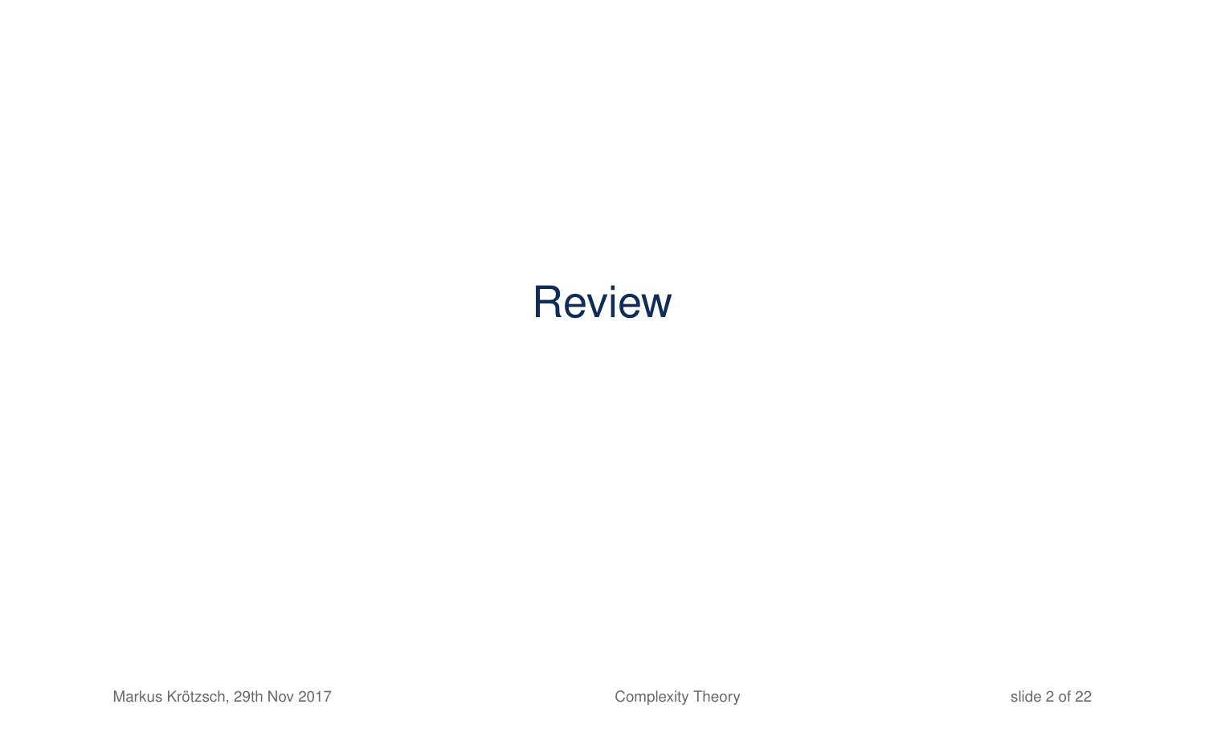# Review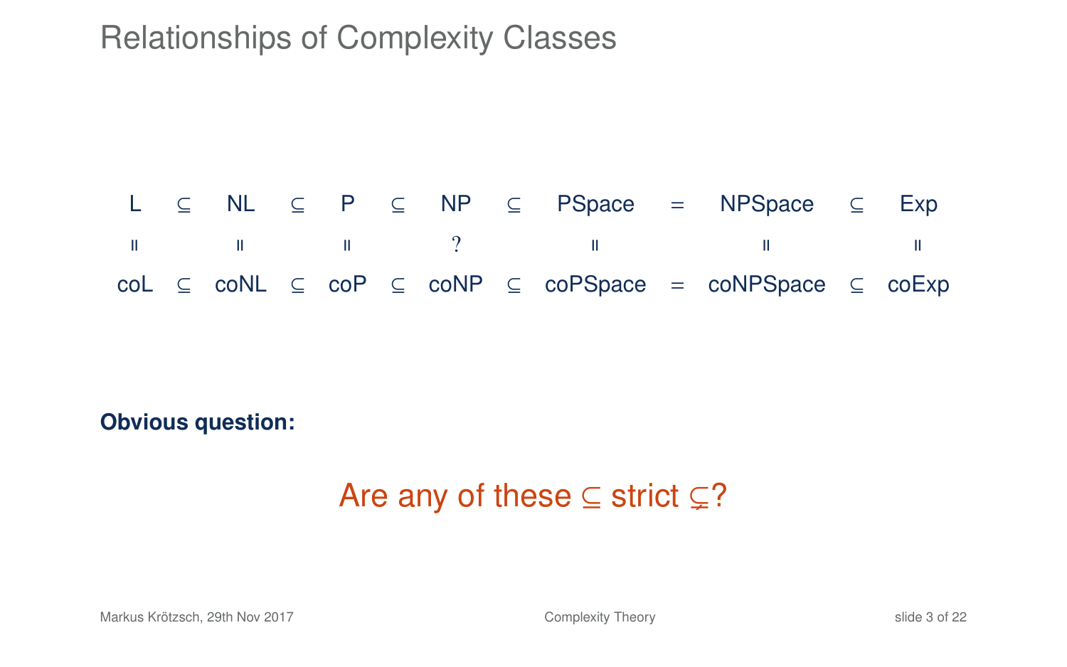# Relationships of Complexity Classes

$$
\begin{array}{ccccccccccccc}
\mathsf{L} & \subseteq & \mathsf{NL} & \subseteq & \mathsf{P} & \subseteq & \mathsf{NP} & \subseteq & \mathsf{PSpace} & = & \mathsf{NPSpace} & \subseteq & \mathsf{Exp} \\
\parallel & & \parallel & & \parallel & & ? & & \parallel & & \parallel & & \parallel \\
\mathsf{coL} & \subseteq & \mathsf{coNL} & \subseteq & \mathsf{coP} & \subseteq & \mathsf{coNP} & \subseteq & \mathsf{coPSpace} & = & \mathsf{coNPSpace} & \subseteq & \mathsf{coExp}
\end{array}
$$

**Obvious question:**

Are any of these $\subseteq$ strict $\subsetneq$?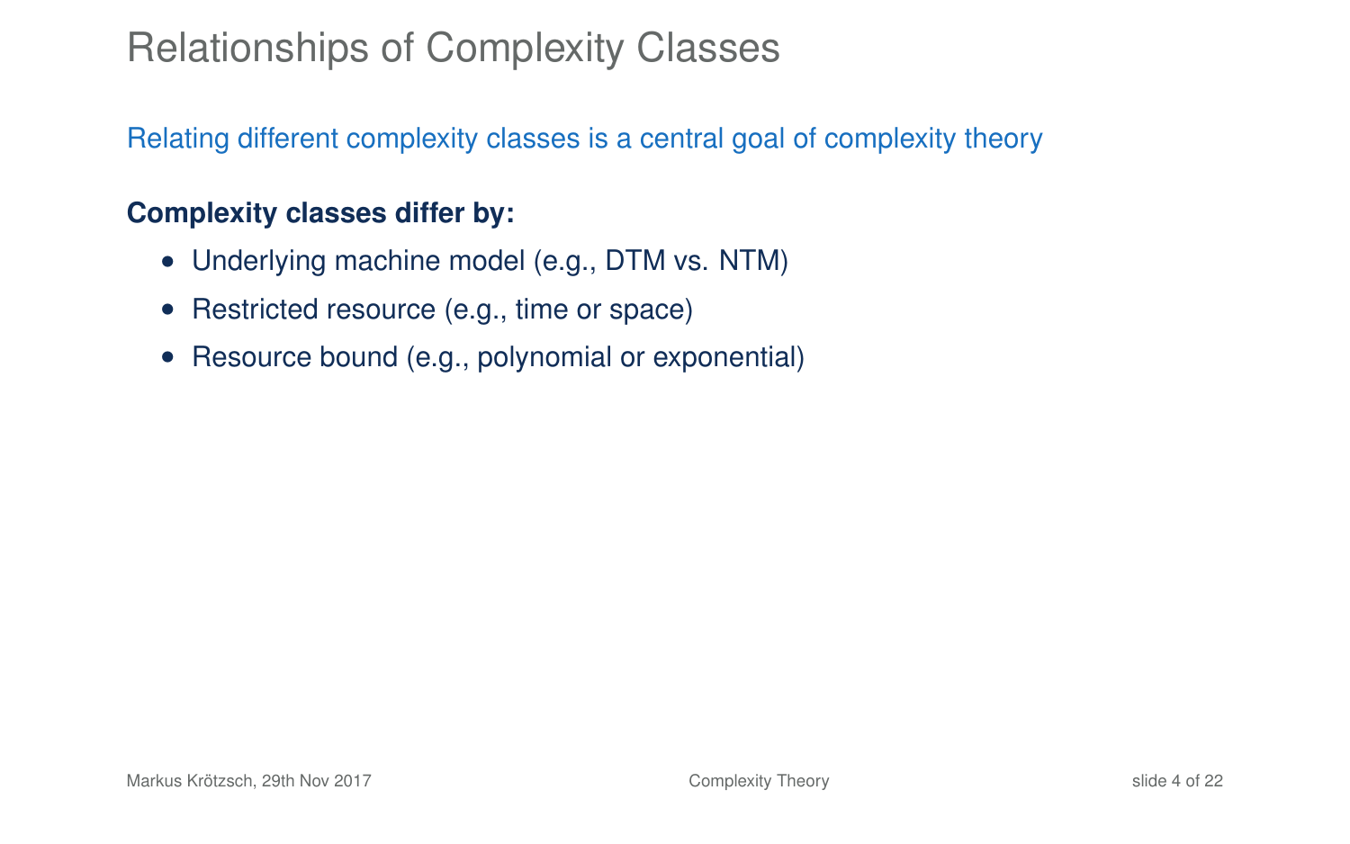# Relationships of Complexity Classes

Relating different complexity classes is a central goal of complexity theory

**Complexity classes differ by:**

- Underlying machine model (e.g., DTM vs. NTM)
- Restricted resource (e.g., time or space)
- Resource bound (e.g., polynomial or exponential)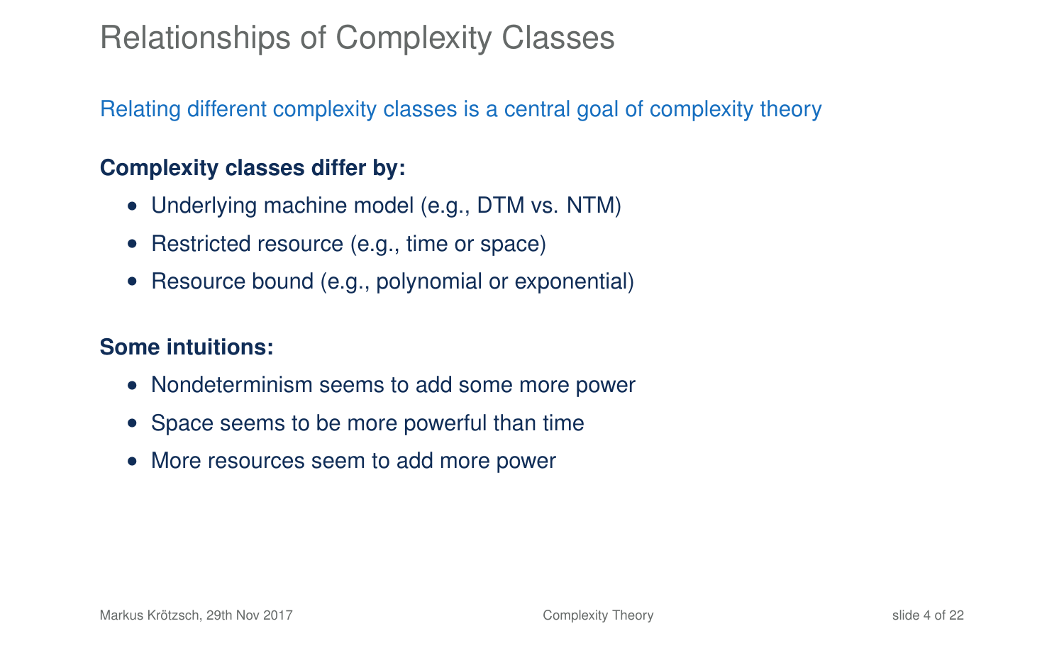# Relationships of Complexity Classes

Relating different complexity classes is a central goal of complexity theory

**Complexity classes differ by:**

- Underlying machine model (e.g., DTM vs. NTM)
- Restricted resource (e.g., time or space)
- Resource bound (e.g., polynomial or exponential)

**Some intuitions:**

- Nondeterminism seems to add some more power
- Space seems to be more powerful than time
- More resources seem to add more power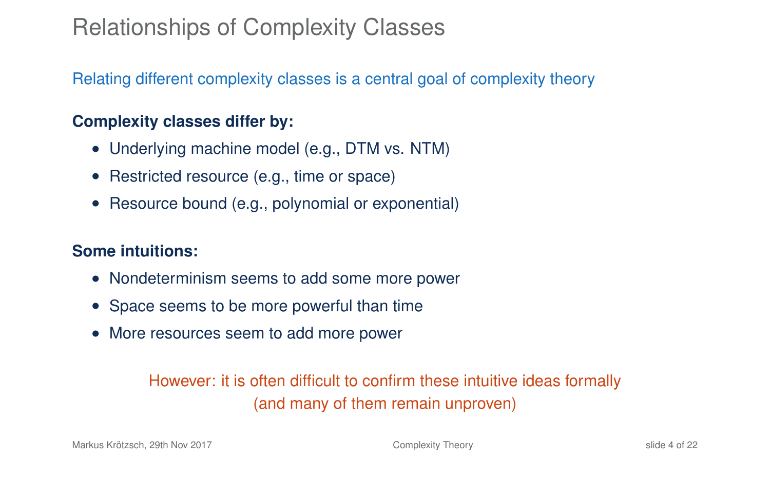# Relationships of Complexity Classes

Relating different complexity classes is a central goal of complexity theory

**Complexity classes differ by:**

- Underlying machine model (e.g., DTM vs. NTM)
- Restricted resource (e.g., time or space)
- Resource bound (e.g., polynomial or exponential)

**Some intuitions:**

- Nondeterminism seems to add some more power
- Space seems to be more powerful than time
- More resources seem to add more power

However: it is often difficult to confirm these intuitive ideas formally
(and many of them remain unproven)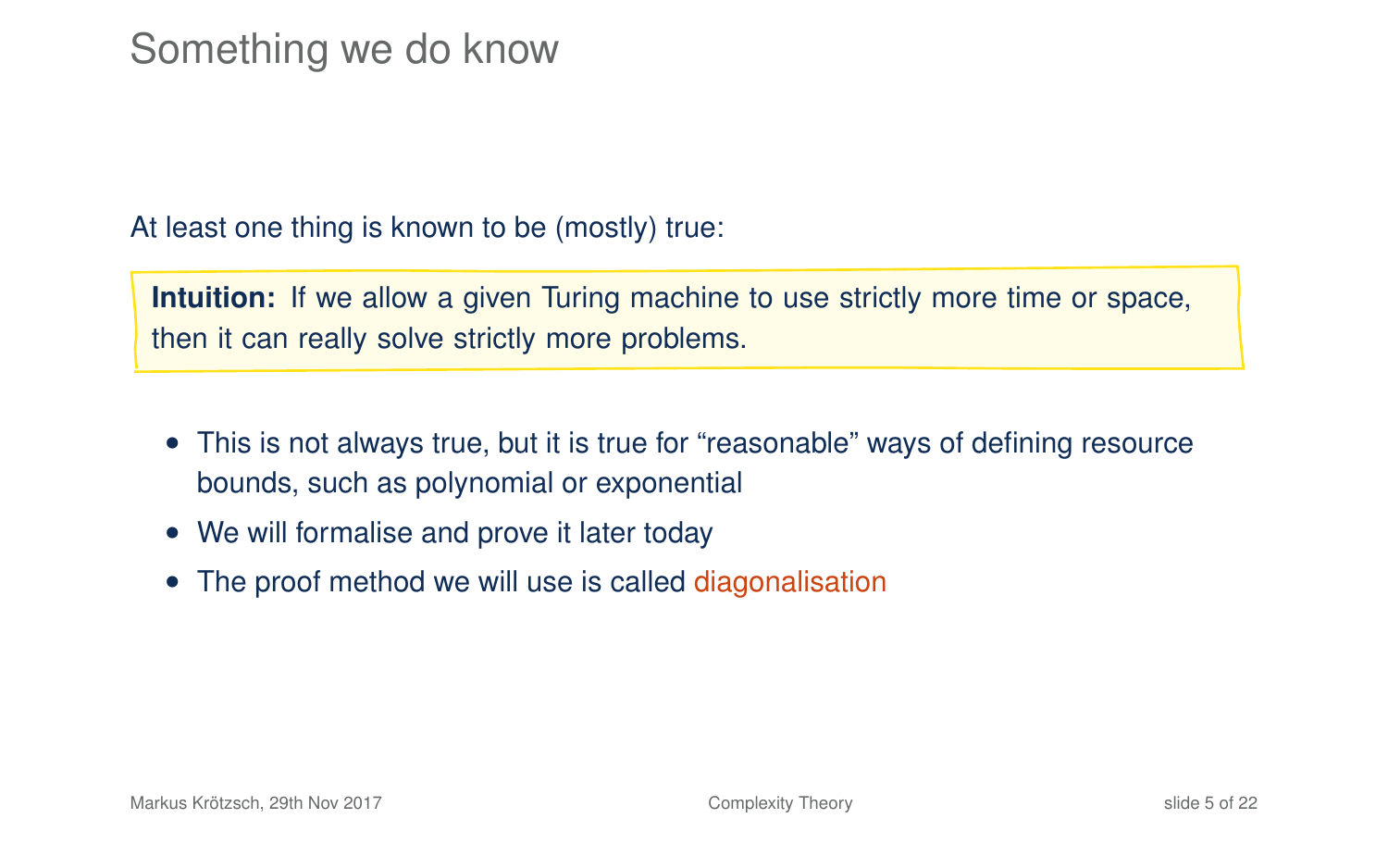# Something we do know

At least one thing is known to be (mostly) true:

**Intuition:** If we allow a given Turing machine to use strictly more time or space, then it can really solve strictly more problems.

- This is not always true, but it is true for "reasonable" ways of defining resource bounds, such as polynomial or exponential
- We will formalise and prove it later today
- The proof method we will use is called diagonalisation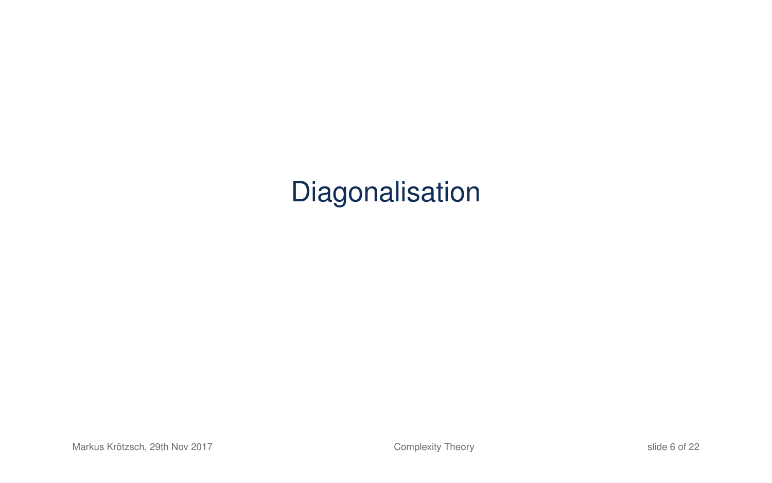# Diagonalisation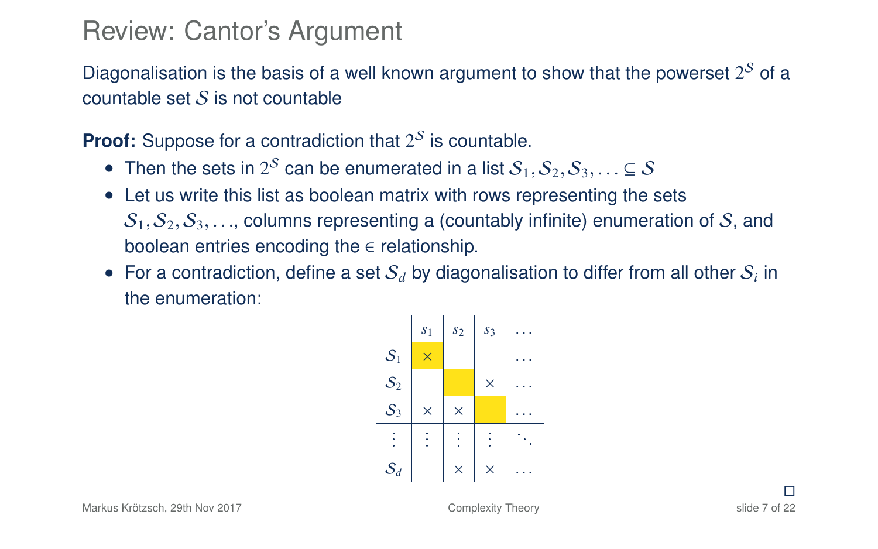# Review: Cantor's Argument

Diagonalisation is the basis of a well known argument to show that the powerset $2^{\mathcal{S}}$ of a countable set $\mathcal{S}$ is not countable

**Proof:** Suppose for a contradiction that $2^{\mathcal{S}}$ is countable.

- Then the sets in $2^{\mathcal{S}}$ can be enumerated in a list $\mathcal{S}_1, \mathcal{S}_2, \mathcal{S}_3, \ldots \subseteq \mathcal{S}$
- Let us write this list as boolean matrix with rows representing the sets $\mathcal{S}_1, \mathcal{S}_2, \mathcal{S}_3, \ldots$, columns representing a (countably infinite) enumeration of $\mathcal{S}$, and boolean entries encoding the $\in$ relationship.
- For a contradiction, define a set $\mathcal{S}_d$ by diagonalisation to differ from all other $\mathcal{S}_i$ in the enumeration:

| | $s_1$ | $s_2$ | $s_3$ | $\ldots$ |
|---|---|---|---|---|
| $\mathcal{S}_1$ | $\times$ | | | $\ldots$ |
| $\mathcal{S}_2$ | | | $\times$ | $\ldots$ |
| $\mathcal{S}_3$ | $\times$ | $\times$ | | $\ldots$ |
| $\vdots$ | $\vdots$ | $\vdots$ | $\vdots$ | $\ddots$ |
| $\mathcal{S}_d$ | | $\times$ | $\times$ | $\ldots$ |

□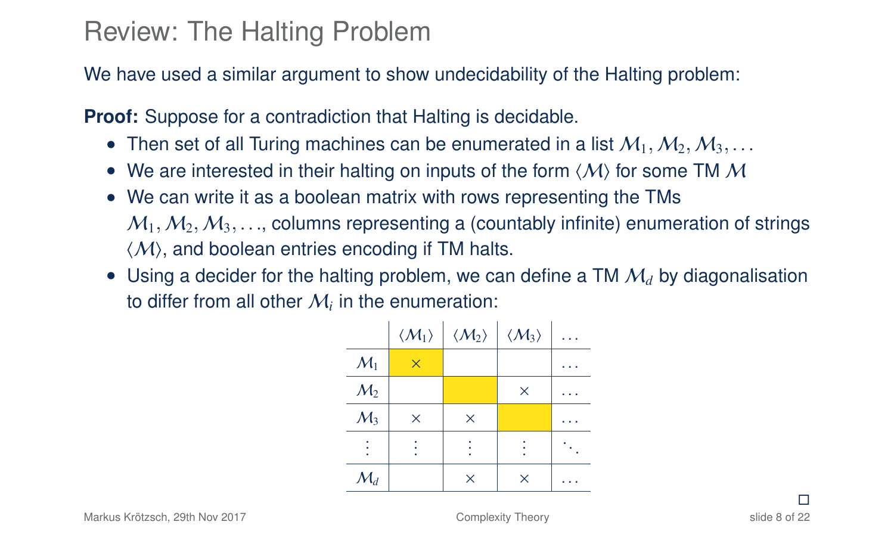# Review: The Halting Problem

We have used a similar argument to show undecidability of the Halting problem:

**Proof:** Suppose for a contradiction that Halting is decidable.

- Then set of all Turing machines can be enumerated in a list $\mathcal{M}_1, \mathcal{M}_2, \mathcal{M}_3, \ldots$
- We are interested in their halting on inputs of the form $\langle \mathcal{M} \rangle$ for some TM $\mathcal{M}$
- We can write it as a boolean matrix with rows representing the TMs $\mathcal{M}_1, \mathcal{M}_2, \mathcal{M}_3, \ldots$, columns representing a (countably infinite) enumeration of strings $\langle \mathcal{M} \rangle$, and boolean entries encoding if TM halts.
- Using a decider for the halting problem, we can define a TM $\mathcal{M}_d$ by diagonalisation to differ from all other $\mathcal{M}_i$ in the enumeration:

| | $\langle \mathcal{M}_1 \rangle$ | $\langle \mathcal{M}_2 \rangle$ | $\langle \mathcal{M}_3 \rangle$ | $\ldots$ |
|---|---|---|---|---|
| $\mathcal{M}_1$ | $\times$ | | | $\ldots$ |
| $\mathcal{M}_2$ | | | $\times$ | $\ldots$ |
| $\mathcal{M}_3$ | $\times$ | $\times$ | | $\ldots$ |
| $\vdots$ | $\vdots$ | $\vdots$ | $\vdots$ | $\ddots$ |
| $\mathcal{M}_d$ | | $\times$ | $\times$ | $\ldots$ |

□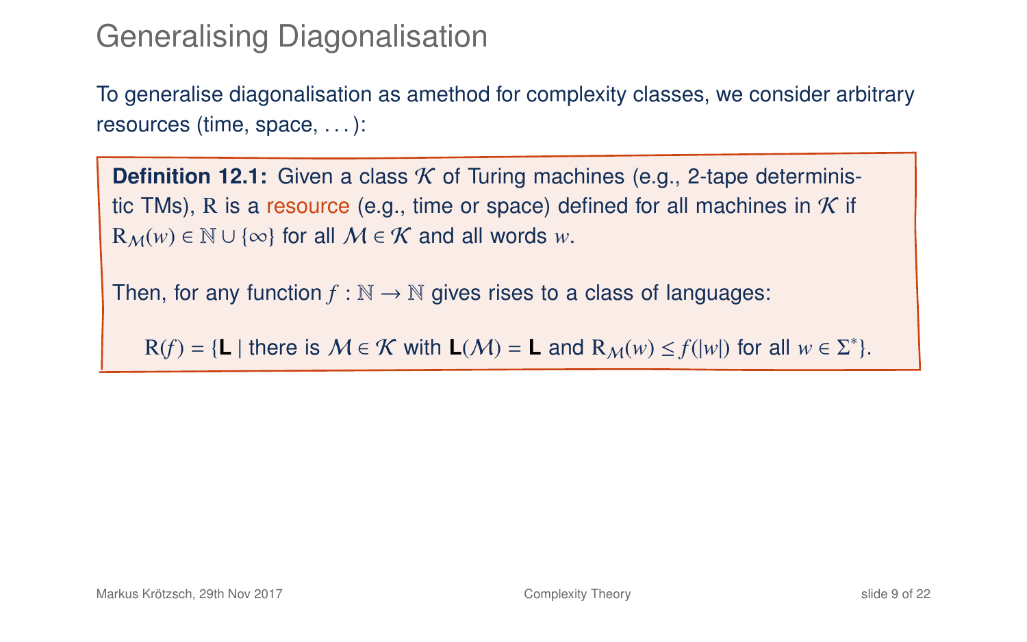# Generalising Diagonalisation

To generalise diagonalisation as amethod for complexity classes, we consider arbitrary resources (time, space, . . . ):

**Definition 12.1:** Given a class $\mathcal{K}$ of Turing machines (e.g., 2-tape deterministic TMs), $\mathrm{R}$ is a resource (e.g., time or space) defined for all machines in $\mathcal{K}$ if $\mathrm{R}_{\mathcal{M}}(w) \in \mathbb{N} \cup \{\infty\}$ for all $\mathcal{M} \in \mathcal{K}$ and all words $w$.

Then, for any function $f : \mathbb{N} \to \mathbb{N}$ gives rises to a class of languages:

$$\mathrm{R}(f) = \{\mathbf{L} \mid \text{there is } \mathcal{M} \in \mathcal{K} \text{ with } \mathbf{L}(\mathcal{M}) = \mathbf{L} \text{ and } \mathrm{R}_{\mathcal{M}}(w) \leq f(|w|) \text{ for all } w \in \Sigma^*\}.$$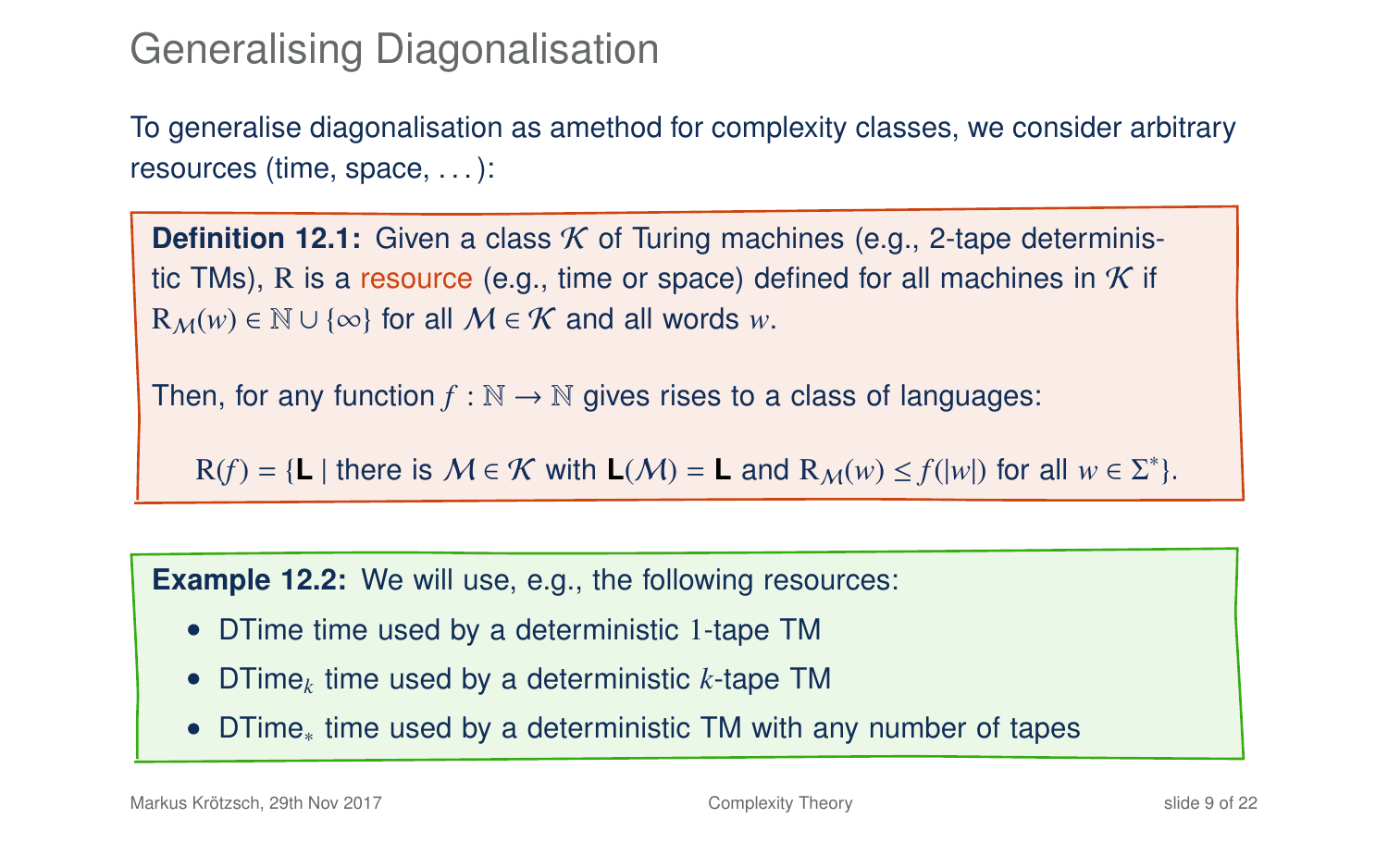# Generalising Diagonalisation

To generalise diagonalisation as amethod for complexity classes, we consider arbitrary resources (time, space, ...):

**Definition 12.1:** Given a class $\mathcal{K}$ of Turing machines (e.g., 2-tape deterministic TMs), R is a resource (e.g., time or space) defined for all machines in $\mathcal{K}$ if $\mathrm{R}_{\mathcal{M}}(w) \in \mathbb{N} \cup \{\infty\}$ for all $\mathcal{M} \in \mathcal{K}$ and all words $w$.

Then, for any function $f : \mathbb{N} \to \mathbb{N}$ gives rises to a class of languages:

$$\mathrm{R}(f) = \{\mathbf{L} \mid \text{there is } \mathcal{M} \in \mathcal{K} \text{ with } \mathbf{L}(\mathcal{M}) = \mathbf{L} \text{ and } \mathrm{R}_{\mathcal{M}}(w) \leq f(|w|) \text{ for all } w \in \Sigma^*\}.$$

**Example 12.2:** We will use, e.g., the following resources:

- DTime time used by a deterministic $1$-tape TM
- $\mathsf{DTime}_k$ time used by a deterministic $k$-tape TM
- $\mathsf{DTime}_*$ time used by a deterministic TM with any number of tapes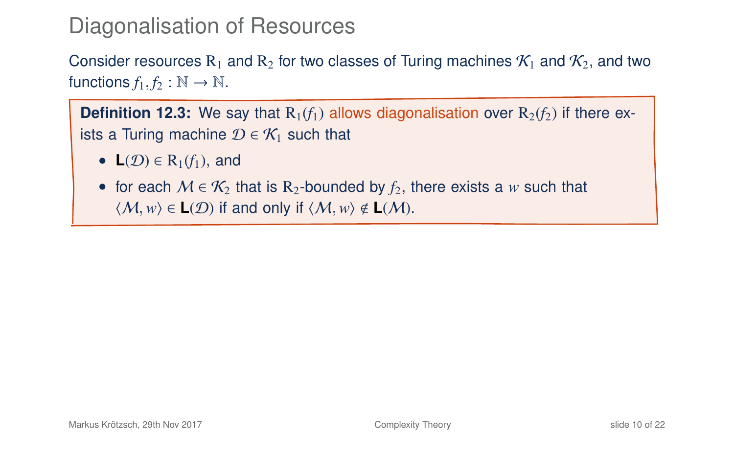# Diagonalisation of Resources

Consider resources $\mathrm{R}_1$ and $\mathrm{R}_2$ for two classes of Turing machines $\mathcal{K}_1$ and $\mathcal{K}_2$, and two functions $f_1, f_2 : \mathbb{N} \to \mathbb{N}$.

**Definition 12.3:** We say that $\mathrm{R}_1(f_1)$ allows diagonalisation over $\mathrm{R}_2(f_2)$ if there exists a Turing machine $\mathcal{D} \in \mathcal{K}_1$ such that

- $\mathbf{L}(\mathcal{D}) \in \mathrm{R}_1(f_1)$, and
- for each $\mathcal{M} \in \mathcal{K}_2$ that is $\mathrm{R}_2$-bounded by $f_2$, there exists a $w$ such that $\langle \mathcal{M}, w \rangle \in \mathbf{L}(\mathcal{D})$ if and only if $\langle \mathcal{M}, w \rangle \notin \mathbf{L}(\mathcal{M})$.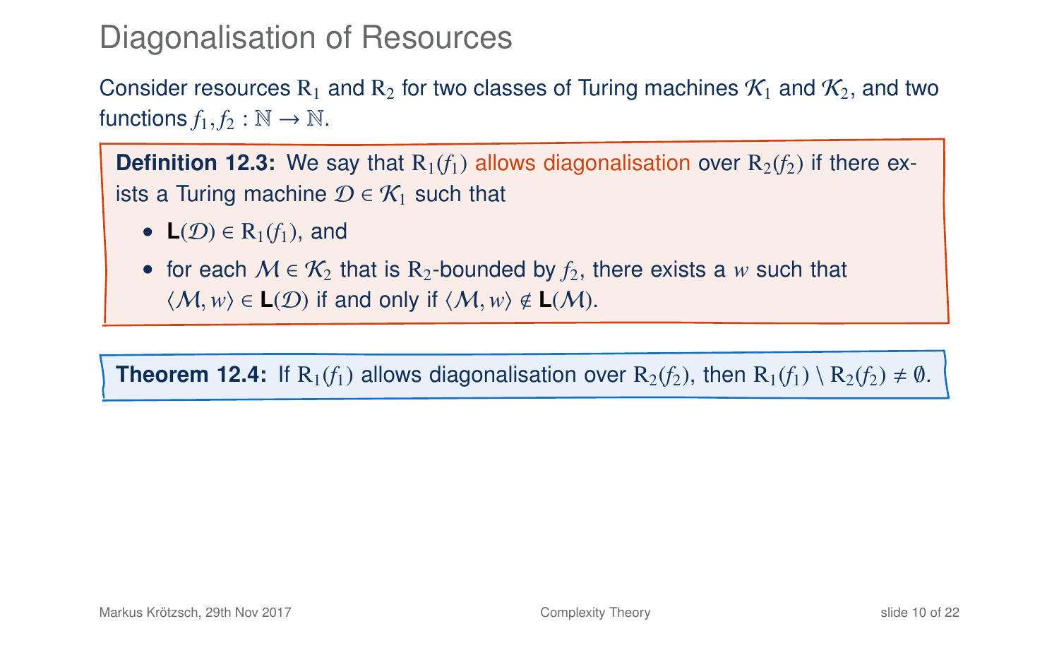# Diagonalisation of Resources

Consider resources $\mathrm{R}_1$ and $\mathrm{R}_2$ for two classes of Turing machines $\mathcal{K}_1$ and $\mathcal{K}_2$, and two functions $f_1, f_2 : \mathbb{N} \to \mathbb{N}$.

**Definition 12.3:** We say that $\mathrm{R}_1(f_1)$ allows diagonalisation over $\mathrm{R}_2(f_2)$ if there exists a Turing machine $\mathcal{D} \in \mathcal{K}_1$ such that

- $\mathbf{L}(\mathcal{D}) \in \mathrm{R}_1(f_1)$, and
- for each $\mathcal{M} \in \mathcal{K}_2$ that is $\mathrm{R}_2$-bounded by $f_2$, there exists a $w$ such that $\langle \mathcal{M}, w \rangle \in \mathbf{L}(\mathcal{D})$ if and only if $\langle \mathcal{M}, w \rangle \notin \mathbf{L}(\mathcal{M})$.

**Theorem 12.4:** If $\mathrm{R}_1(f_1)$ allows diagonalisation over $\mathrm{R}_2(f_2)$, then $\mathrm{R}_1(f_1) \setminus \mathrm{R}_2(f_2) \neq \emptyset$.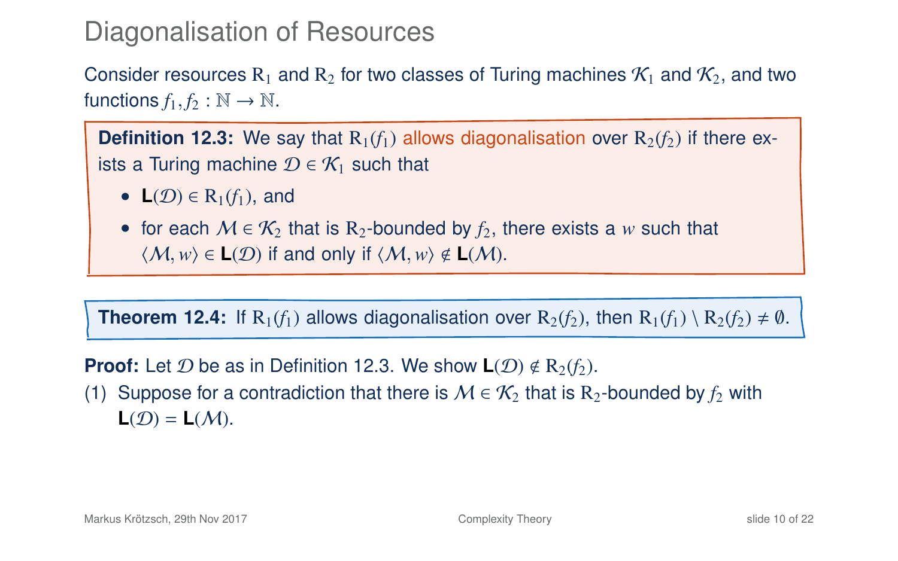# Diagonalisation of Resources

Consider resources $\mathrm{R}_1$ and $\mathrm{R}_2$ for two classes of Turing machines $\mathcal{K}_1$ and $\mathcal{K}_2$, and two functions $f_1, f_2 : \mathbb{N} \to \mathbb{N}$.

**Definition 12.3:** We say that $\mathrm{R}_1(f_1)$ allows diagonalisation over $\mathrm{R}_2(f_2)$ if there exists a Turing machine $\mathcal{D} \in \mathcal{K}_1$ such that

- $\mathbf{L}(\mathcal{D}) \in \mathrm{R}_1(f_1)$, and
- for each $\mathcal{M} \in \mathcal{K}_2$ that is $\mathrm{R}_2$-bounded by $f_2$, there exists a $w$ such that $\langle \mathcal{M}, w \rangle \in \mathbf{L}(\mathcal{D})$ if and only if $\langle \mathcal{M}, w \rangle \notin \mathbf{L}(\mathcal{M})$.

**Theorem 12.4:** If $\mathrm{R}_1(f_1)$ allows diagonalisation over $\mathrm{R}_2(f_2)$, then $\mathrm{R}_1(f_1) \setminus \mathrm{R}_2(f_2) \neq \emptyset$.

**Proof:** Let $\mathcal{D}$ be as in Definition 12.3. We show $\mathbf{L}(\mathcal{D}) \notin \mathrm{R}_2(f_2)$.

(1) Suppose for a contradiction that there is $\mathcal{M} \in \mathcal{K}_2$ that is $\mathrm{R}_2$-bounded by $f_2$ with $\mathbf{L}(\mathcal{D}) = \mathbf{L}(\mathcal{M})$.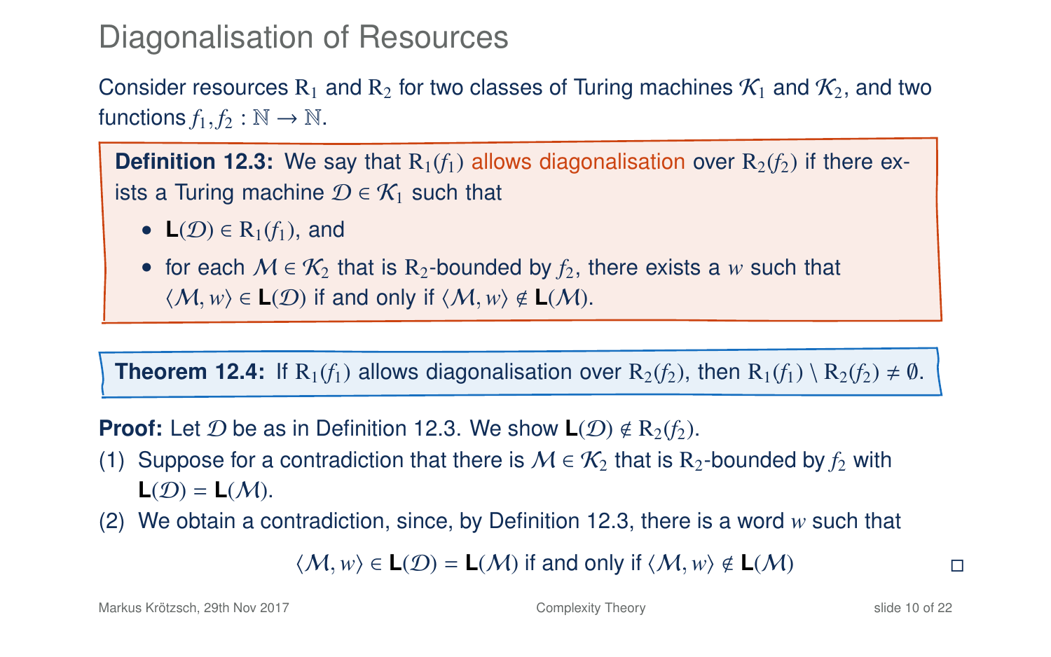# Diagonalisation of Resources

Consider resources $\mathrm{R}_1$ and $\mathrm{R}_2$ for two classes of Turing machines $\mathcal{K}_1$ and $\mathcal{K}_2$, and two functions $f_1, f_2 : \mathbb{N} \to \mathbb{N}$.

**Definition 12.3:** We say that $\mathrm{R}_1(f_1)$ allows diagonalisation over $\mathrm{R}_2(f_2)$ if there exists a Turing machine $\mathcal{D} \in \mathcal{K}_1$ such that

- $\mathbf{L}(\mathcal{D}) \in \mathrm{R}_1(f_1)$, and
- for each $\mathcal{M} \in \mathcal{K}_2$ that is $\mathrm{R}_2$-bounded by $f_2$, there exists a $w$ such that $\langle \mathcal{M}, w \rangle \in \mathbf{L}(\mathcal{D})$ if and only if $\langle \mathcal{M}, w \rangle \notin \mathbf{L}(\mathcal{M})$.

**Theorem 12.4:** If $\mathrm{R}_1(f_1)$ allows diagonalisation over $\mathrm{R}_2(f_2)$, then $\mathrm{R}_1(f_1) \setminus \mathrm{R}_2(f_2) \neq \emptyset$.

**Proof:** Let $\mathcal{D}$ be as in Definition 12.3. We show $\mathbf{L}(\mathcal{D}) \notin \mathrm{R}_2(f_2)$.

(1) Suppose for a contradiction that there is $\mathcal{M} \in \mathcal{K}_2$ that is $\mathrm{R}_2$-bounded by $f_2$ with $\mathbf{L}(\mathcal{D}) = \mathbf{L}(\mathcal{M})$.

(2) We obtain a contradiction, since, by Definition 12.3, there is a word $w$ such that

$$\langle \mathcal{M}, w \rangle \in \mathbf{L}(\mathcal{D}) = \mathbf{L}(\mathcal{M}) \text{ if and only if } \langle \mathcal{M}, w \rangle \notin \mathbf{L}(\mathcal{M})$$

□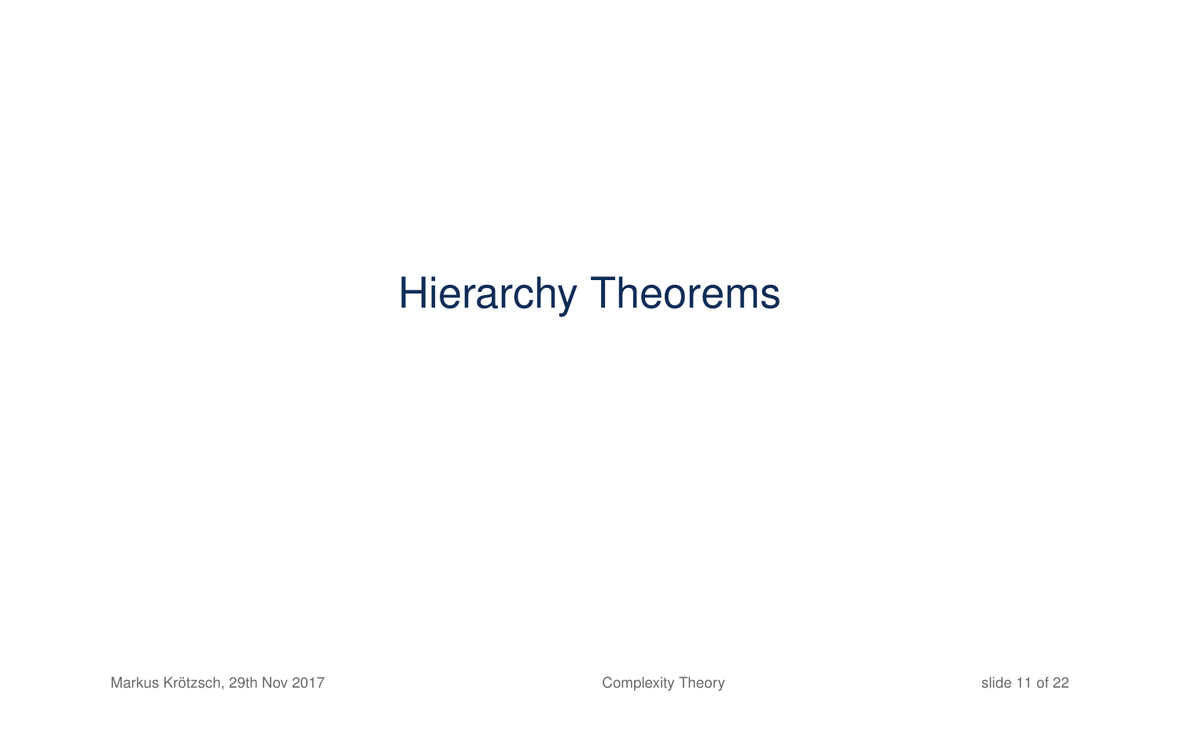# Hierarchy Theorems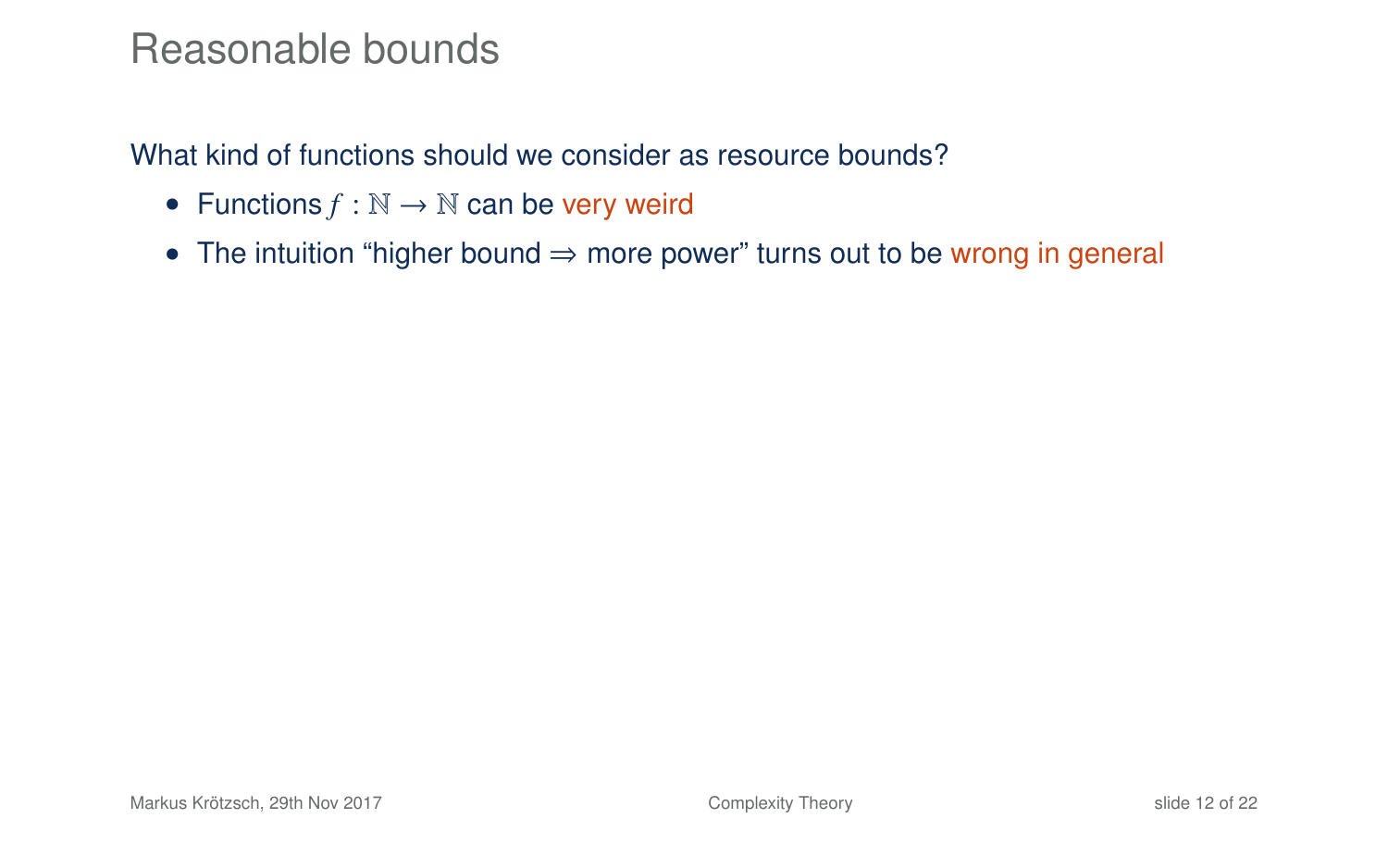# Reasonable bounds

What kind of functions should we consider as resource bounds?

- Functions $f : \mathbb{N} \to \mathbb{N}$ can be very weird
- The intuition "higher bound $\Rightarrow$ more power" turns out to be wrong in general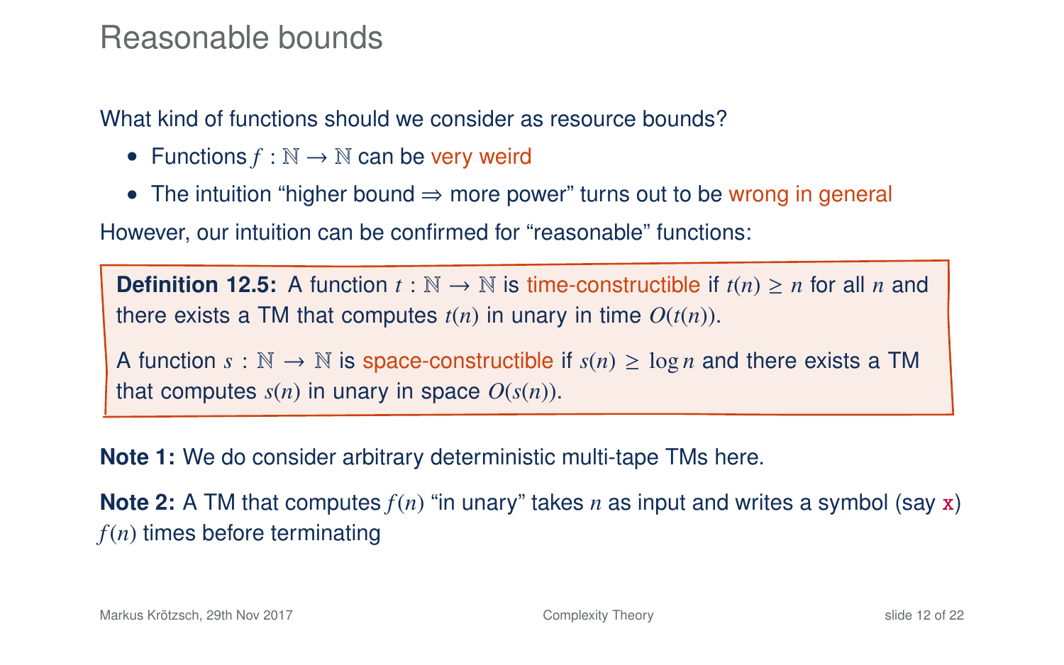# Reasonable bounds

What kind of functions should we consider as resource bounds?

- Functions $f : \mathbb{N} \to \mathbb{N}$ can be very weird
- The intuition "higher bound $\Rightarrow$ more power" turns out to be wrong in general

However, our intuition can be confirmed for "reasonable" functions:

**Definition 12.5:** A function $t : \mathbb{N} \to \mathbb{N}$ is time-constructible if $t(n) \geq n$ for all $n$ and there exists a TM that computes $t(n)$ in unary in time $O(t(n))$.

A function $s : \mathbb{N} \to \mathbb{N}$ is space-constructible if $s(n) \geq \log n$ and there exists a TM that computes $s(n)$ in unary in space $O(s(n))$.

**Note 1:** We do consider arbitrary deterministic multi-tape TMs here.

**Note 2:** A TM that computes $f(n)$ "in unary" takes $n$ as input and writes a symbol (say `x`) $f(n)$ times before terminating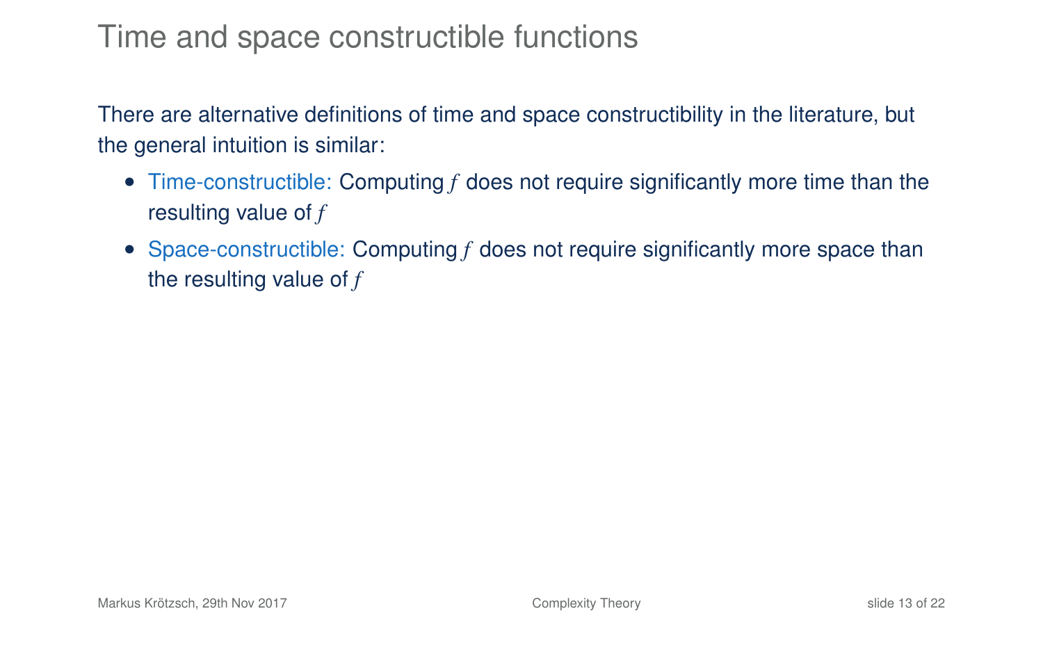# Time and space constructible functions

There are alternative definitions of time and space constructibility in the literature, but the general intuition is similar:

- Time-constructible: Computing $f$ does not require significantly more time than the resulting value of $f$
- Space-constructible: Computing $f$ does not require significantly more space than the resulting value of $f$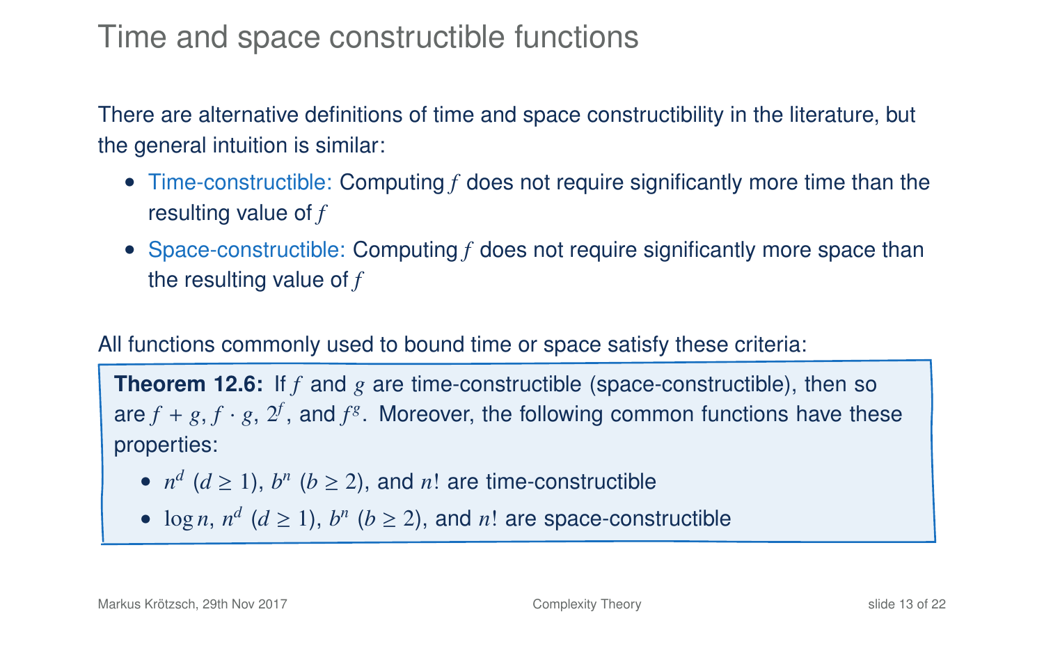# Time and space constructible functions

There are alternative definitions of time and space constructibility in the literature, but the general intuition is similar:

- Time-constructible: Computing $f$ does not require significantly more time than the resulting value of $f$
- Space-constructible: Computing $f$ does not require significantly more space than the resulting value of $f$

All functions commonly used to bound time or space satisfy these criteria:

**Theorem 12.6:** If $f$ and $g$ are time-constructible (space-constructible), then so are $f + g$, $f \cdot g$, $2^f$, and $f^g$. Moreover, the following common functions have these properties:

- $n^d$ $(d \geq 1)$, $b^n$ $(b \geq 2)$, and $n!$ are time-constructible
- $\log n$, $n^d$ $(d \geq 1)$, $b^n$ $(b \geq 2)$, and $n!$ are space-constructible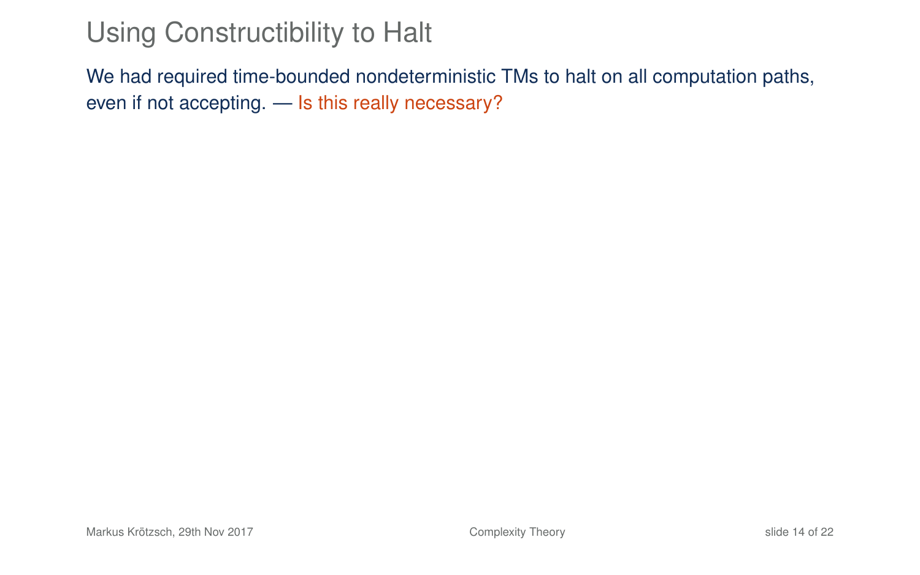# Using Constructibility to Halt

We had required time-bounded nondeterministic TMs to halt on all computation paths, even if not accepting. — Is this really necessary?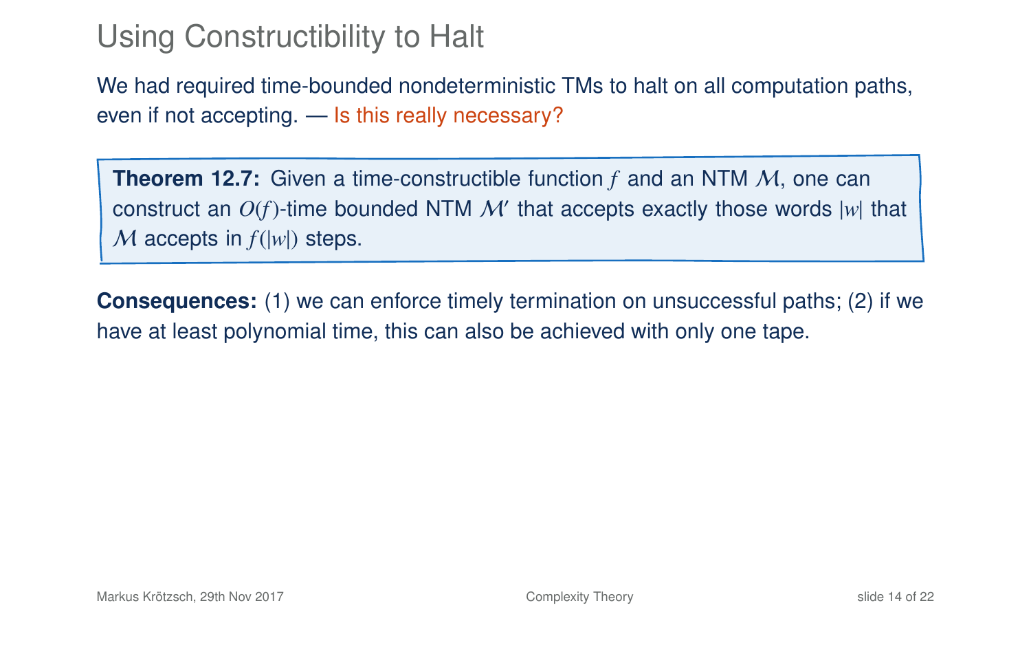# Using Constructibility to Halt

We had required time-bounded nondeterministic TMs to halt on all computation paths, even if not accepting. — Is this really necessary?

**Theorem 12.7:** Given a time-constructible function $f$ and an NTM $\mathcal{M}$, one can construct an $O(f)$-time bounded NTM $\mathcal{M}'$ that accepts exactly those words $|w|$ that $\mathcal{M}$ accepts in $f(|w|)$ steps.

**Consequences:** (1) we can enforce timely termination on unsuccessful paths; (2) if we have at least polynomial time, this can also be achieved with only one tape.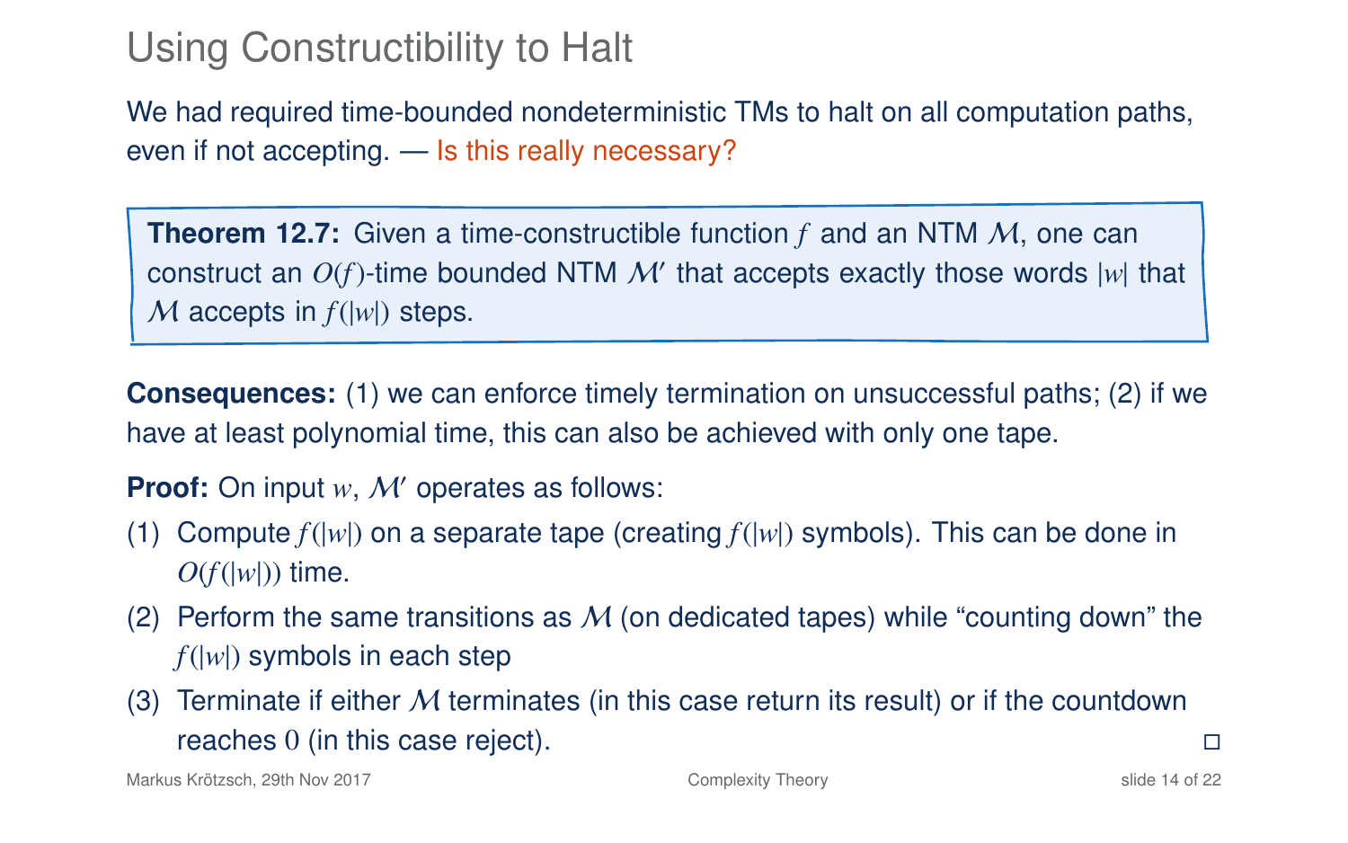# Using Constructibility to Halt

We had required time-bounded nondeterministic TMs to halt on all computation paths, even if not accepting. — Is this really necessary?

**Theorem 12.7:** Given a time-constructible function $f$ and an NTM $\mathcal{M}$, one can construct an $O(f)$-time bounded NTM $\mathcal{M}'$ that accepts exactly those words $|w|$ that $\mathcal{M}$ accepts in $f(|w|)$ steps.

**Consequences:** (1) we can enforce timely termination on unsuccessful paths; (2) if we have at least polynomial time, this can also be achieved with only one tape.

**Proof:** On input $w$, $\mathcal{M}'$ operates as follows:

(1) Compute $f(|w|)$ on a separate tape (creating $f(|w|)$ symbols). This can be done in $O(f(|w|))$ time.

(2) Perform the same transitions as $\mathcal{M}$ (on dedicated tapes) while "counting down" the $f(|w|)$ symbols in each step

(3) Terminate if either $\mathcal{M}$ terminates (in this case return its result) or if the countdown reaches $0$ (in this case reject). □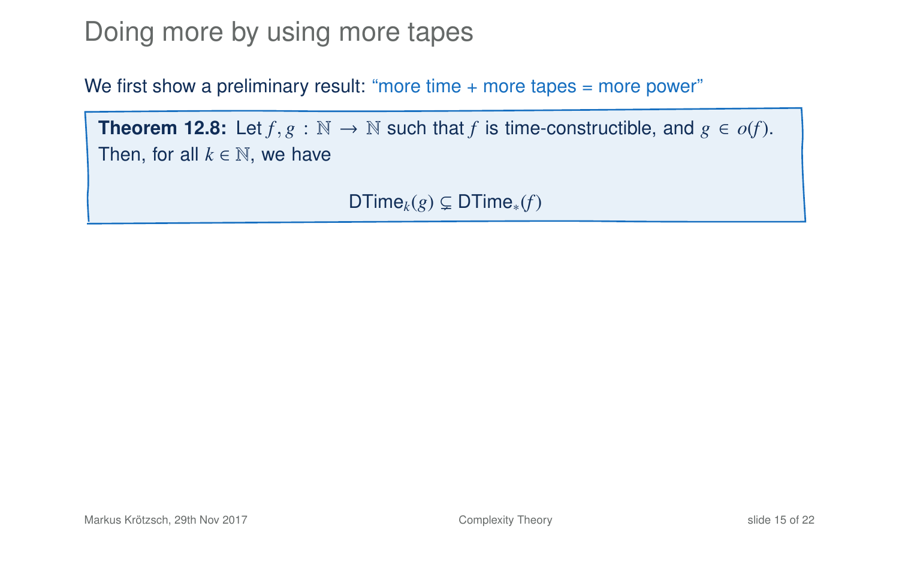# Doing more by using more tapes

We first show a preliminary result: "more time + more tapes = more power"

**Theorem 12.8:** Let $f, g : \mathbb{N} \to \mathbb{N}$ such that $f$ is time-constructible, and $g \in o(f)$. Then, for all $k \in \mathbb{N}$, we have

$$\mathsf{DTime}_k(g) \subsetneq \mathsf{DTime}_*(f)$$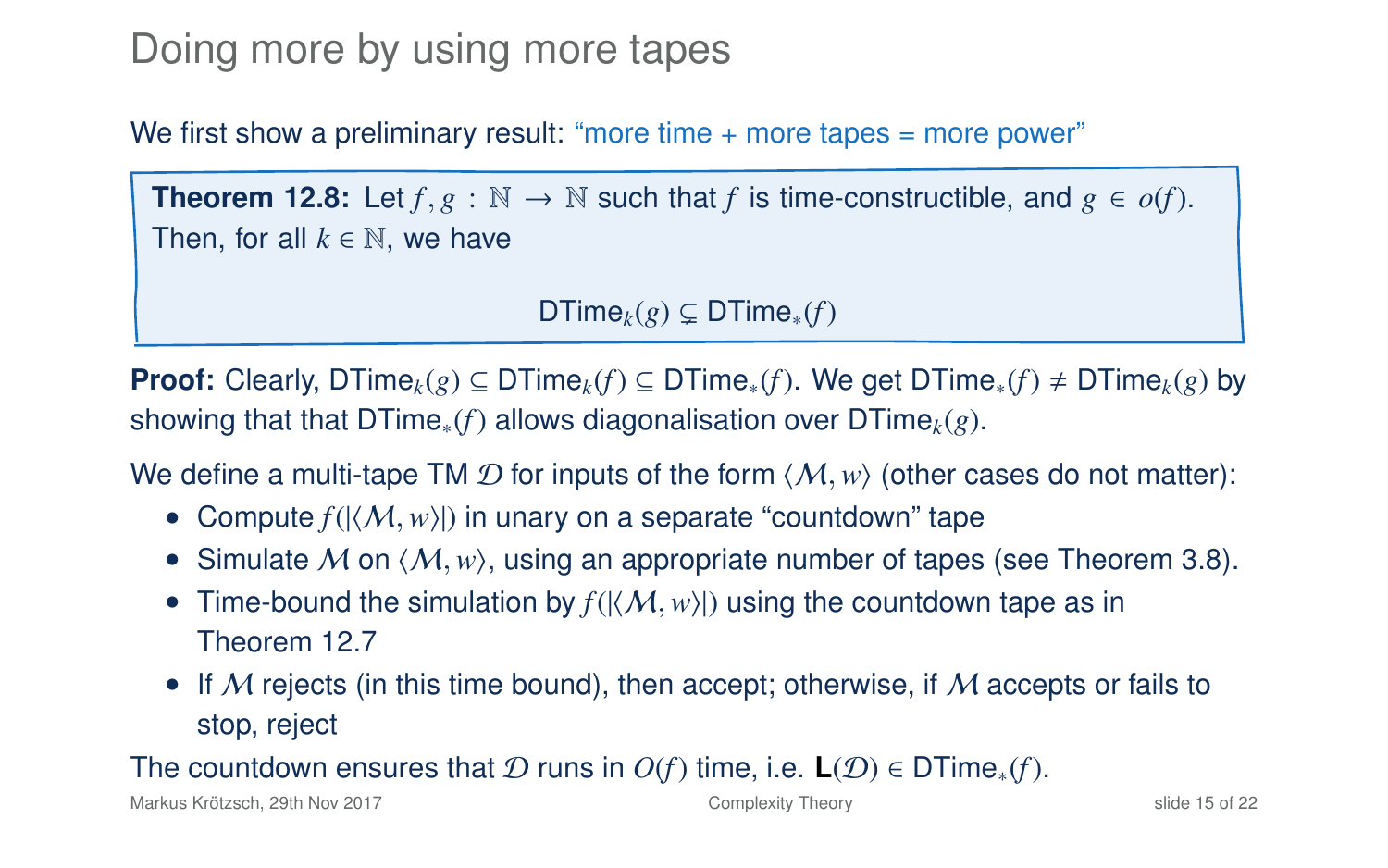# Doing more by using more tapes

We first show a preliminary result: "more time + more tapes = more power"

**Theorem 12.8:** Let $f, g : \mathbb{N} \to \mathbb{N}$ such that $f$ is time-constructible, and $g \in o(f)$. Then, for all $k \in \mathbb{N}$, we have

$$\mathsf{DTime}_k(g) \subsetneq \mathsf{DTime}_*(f)$$

**Proof:** Clearly, $\mathsf{DTime}_k(g) \subseteq \mathsf{DTime}_k(f) \subseteq \mathsf{DTime}_*(f)$. We get $\mathsf{DTime}_*(f) \neq \mathsf{DTime}_k(g)$ by showing that that $\mathsf{DTime}_*(f)$ allows diagonalisation over $\mathsf{DTime}_k(g)$.

We define a multi-tape TM $\mathcal{D}$ for inputs of the form $\langle \mathcal{M}, w \rangle$ (other cases do not matter):

- Compute $f(|\langle \mathcal{M}, w \rangle|)$ in unary on a separate "countdown" tape
- Simulate $\mathcal{M}$ on $\langle \mathcal{M}, w \rangle$, using an appropriate number of tapes (see Theorem 3.8).
- Time-bound the simulation by $f(|\langle \mathcal{M}, w \rangle|)$ using the countdown tape as in Theorem 12.7
- If $\mathcal{M}$ rejects (in this time bound), then accept; otherwise, if $\mathcal{M}$ accepts or fails to stop, reject

The countdown ensures that $\mathcal{D}$ runs in $O(f)$ time, i.e. $\mathbf{L}(\mathcal{D}) \in \mathsf{DTime}_*(f)$.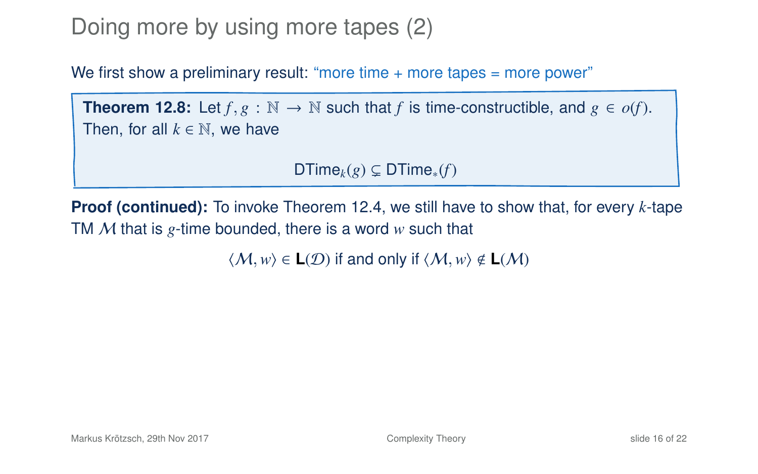# Doing more by using more tapes (2)

We first show a preliminary result: "more time + more tapes = more power"

**Theorem 12.8:** Let $f, g : \mathbb{N} \to \mathbb{N}$ such that $f$ is time-constructible, and $g \in o(f)$. Then, for all $k \in \mathbb{N}$, we have

$$\mathsf{DTime}_k(g) \subsetneq \mathsf{DTime}_*(f)$$

**Proof (continued):** To invoke Theorem 12.4, we still have to show that, for every $k$-tape TM $\mathcal{M}$ that is $g$-time bounded, there is a word $w$ such that

$$\langle \mathcal{M}, w \rangle \in \mathbf{L}(\mathcal{D}) \text{ if and only if } \langle \mathcal{M}, w \rangle \notin \mathbf{L}(\mathcal{M})$$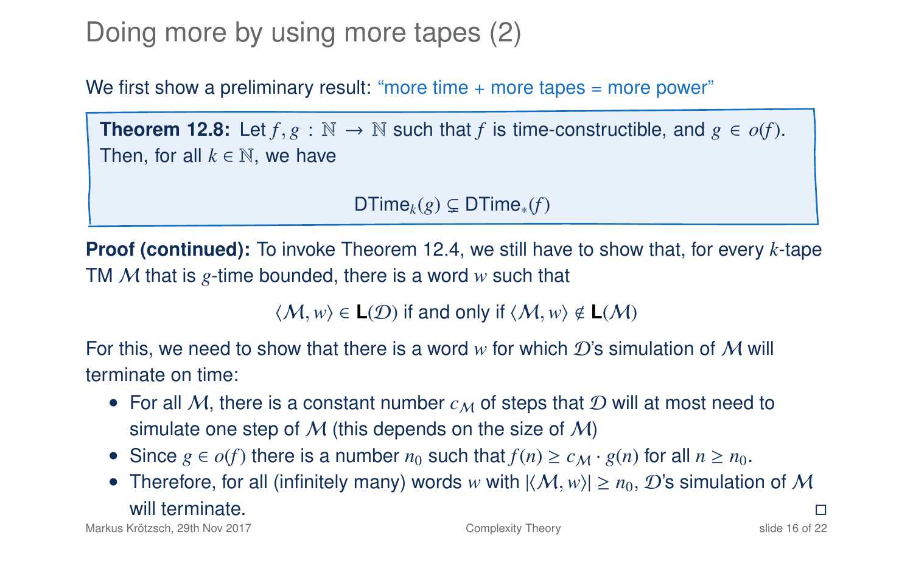# Doing more by using more tapes (2)

We first show a preliminary result: "more time + more tapes = more power"

**Theorem 12.8:** Let $f, g : \mathbb{N} \to \mathbb{N}$ such that $f$ is time-constructible, and $g \in o(f)$. Then, for all $k \in \mathbb{N}$, we have

$$\mathsf{DTime}_k(g) \subsetneq \mathsf{DTime}_*(f)$$

**Proof (continued):** To invoke Theorem 12.4, we still have to show that, for every $k$-tape TM $\mathcal{M}$ that is $g$-time bounded, there is a word $w$ such that

$$\langle \mathcal{M}, w \rangle \in \mathbf{L}(\mathcal{D}) \text{ if and only if } \langle \mathcal{M}, w \rangle \notin \mathbf{L}(\mathcal{M})$$

For this, we need to show that there is a word $w$ for which $\mathcal{D}$'s simulation of $\mathcal{M}$ will terminate on time:

- For all $\mathcal{M}$, there is a constant number $c_{\mathcal{M}}$ of steps that $\mathcal{D}$ will at most need to simulate one step of $\mathcal{M}$ (this depends on the size of $\mathcal{M}$)
- Since $g \in o(f)$ there is a number $n_0$ such that $f(n) \geq c_{\mathcal{M}} \cdot g(n)$ for all $n \geq n_0$.
- Therefore, for all (infinitely many) words $w$ with $|\langle \mathcal{M}, w \rangle| \geq n_0$, $\mathcal{D}$'s simulation of $\mathcal{M}$ will terminate. □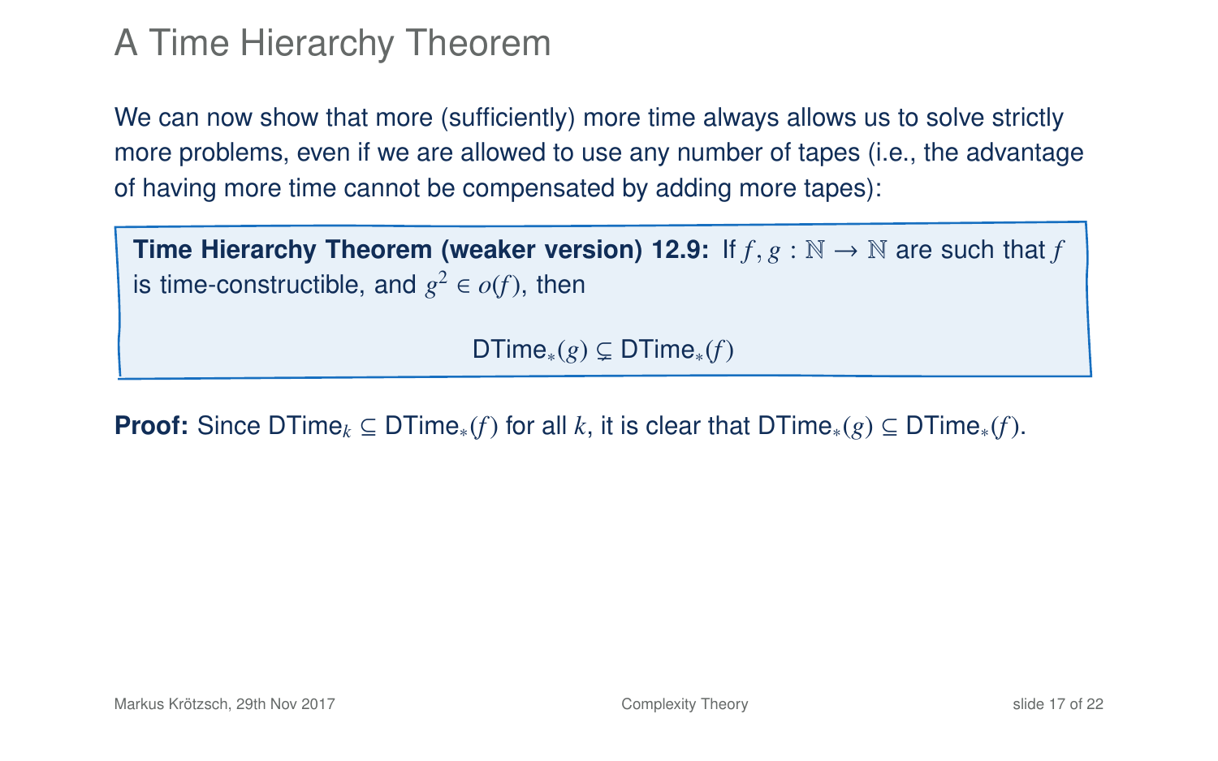# A Time Hierarchy Theorem

We can now show that more (sufficiently) more time always allows us to solve strictly more problems, even if we are allowed to use any number of tapes (i.e., the advantage of having more time cannot be compensated by adding more tapes):

> **Time Hierarchy Theorem (weaker version) 12.9:** If $f, g : \mathbb{N} \to \mathbb{N}$ are such that $f$ is time-constructible, and $g^2 \in o(f)$, then
>
> $$\mathsf{DTime}_*(g) \subsetneq \mathsf{DTime}_*(f)$$

**Proof:** Since $\mathsf{DTime}_k \subseteq \mathsf{DTime}_*(f)$ for all $k$, it is clear that $\mathsf{DTime}_*(g) \subseteq \mathsf{DTime}_*(f)$.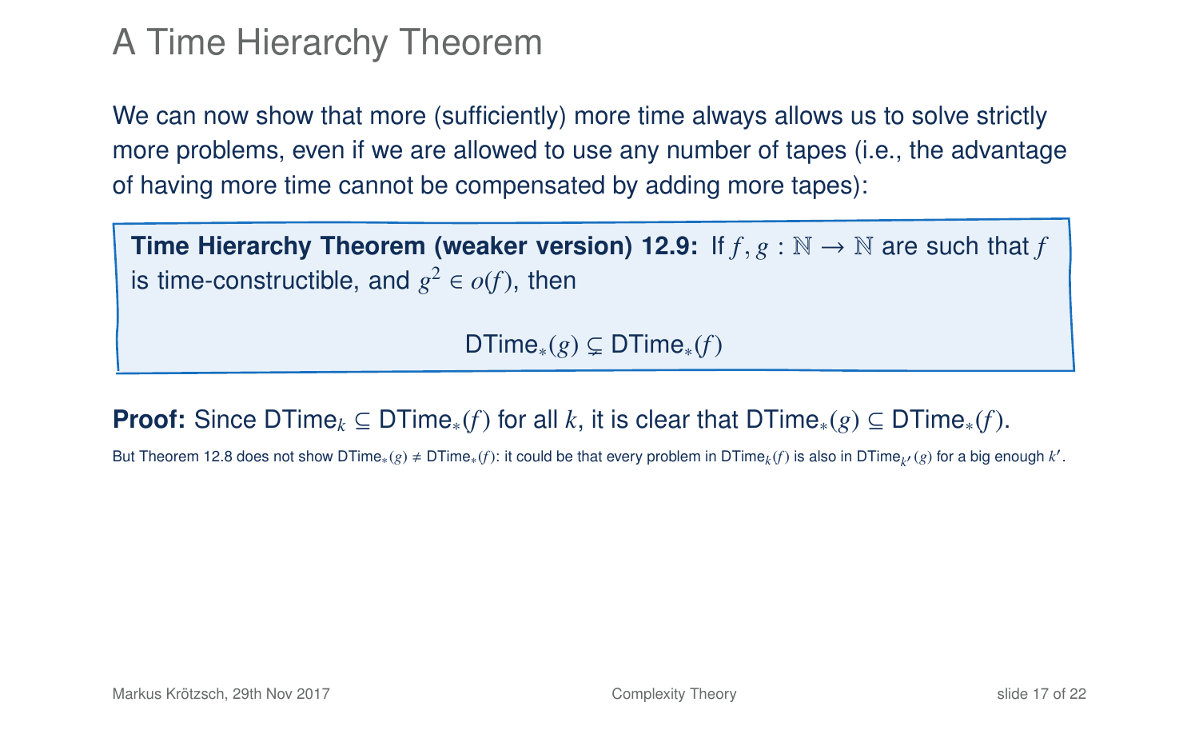# A Time Hierarchy Theorem

We can now show that more (sufficiently) more time always allows us to solve strictly more problems, even if we are allowed to use any number of tapes (i.e., the advantage of having more time cannot be compensated by adding more tapes):

**Time Hierarchy Theorem (weaker version) 12.9:** If $f, g : \mathbb{N} \to \mathbb{N}$ are such that $f$ is time-constructible, and $g^2 \in o(f)$, then

$$\text{DTime}_*(g) \subsetneq \text{DTime}_*(f)$$

**Proof:** Since $\text{DTime}_k \subseteq \text{DTime}_*(f)$ for all $k$, it is clear that $\text{DTime}_*(g) \subseteq \text{DTime}_*(f)$.

But Theorem 12.8 does not show $\text{DTime}_*(g) \neq \text{DTime}_*(f)$: it could be that every problem in $\text{DTime}_k(f)$ is also in $\text{DTime}_{k'}(g)$ for a big enough $k'$.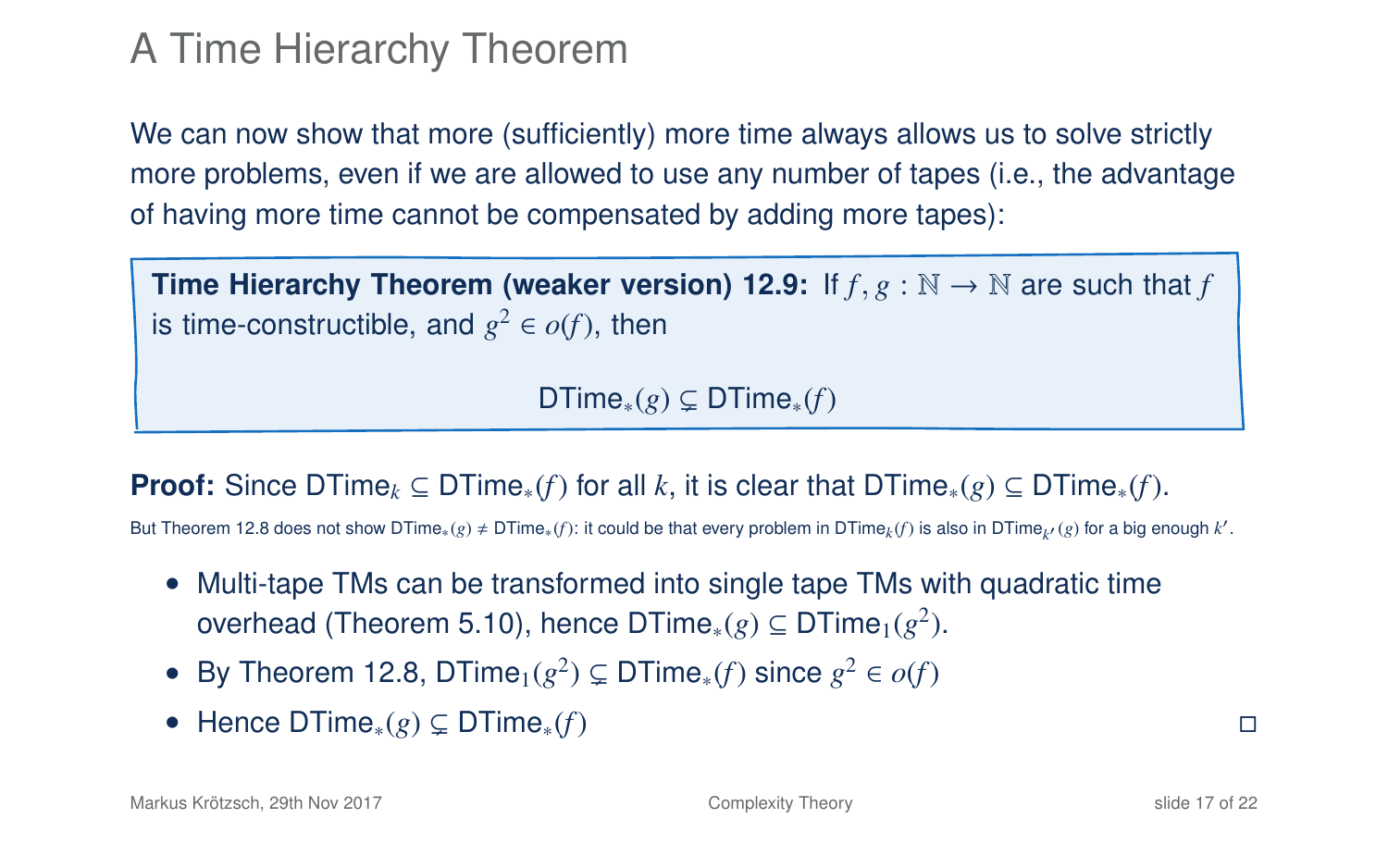# A Time Hierarchy Theorem

We can now show that more (sufficiently) more time always allows us to solve strictly more problems, even if we are allowed to use any number of tapes (i.e., the advantage of having more time cannot be compensated by adding more tapes):

> **Time Hierarchy Theorem (weaker version) 12.9:** If $f, g : \mathbb{N} \to \mathbb{N}$ are such that $f$ is time-constructible, and $g^2 \in o(f)$, then
>
> $$\mathsf{DTime}_*(g) \subsetneq \mathsf{DTime}_*(f)$$

**Proof:** Since $\mathsf{DTime}_k \subseteq \mathsf{DTime}_*(f)$ for all $k$, it is clear that $\mathsf{DTime}_*(g) \subseteq \mathsf{DTime}_*(f)$.

But Theorem 12.8 does not show $\mathsf{DTime}_*(g) \neq \mathsf{DTime}_*(f)$: it could be that every problem in $\mathsf{DTime}_k(f)$ is also in $\mathsf{DTime}_{k'}(g)$ for a big enough $k'$.

- Multi-tape TMs can be transformed into single tape TMs with quadratic time overhead (Theorem 5.10), hence $\mathsf{DTime}_*(g) \subseteq \mathsf{DTime}_1(g^2)$.
- By Theorem 12.8, $\mathsf{DTime}_1(g^2) \subsetneq \mathsf{DTime}_*(f)$ since $g^2 \in o(f)$
- Hence $\mathsf{DTime}_*(g) \subsetneq \mathsf{DTime}_*(f)$ □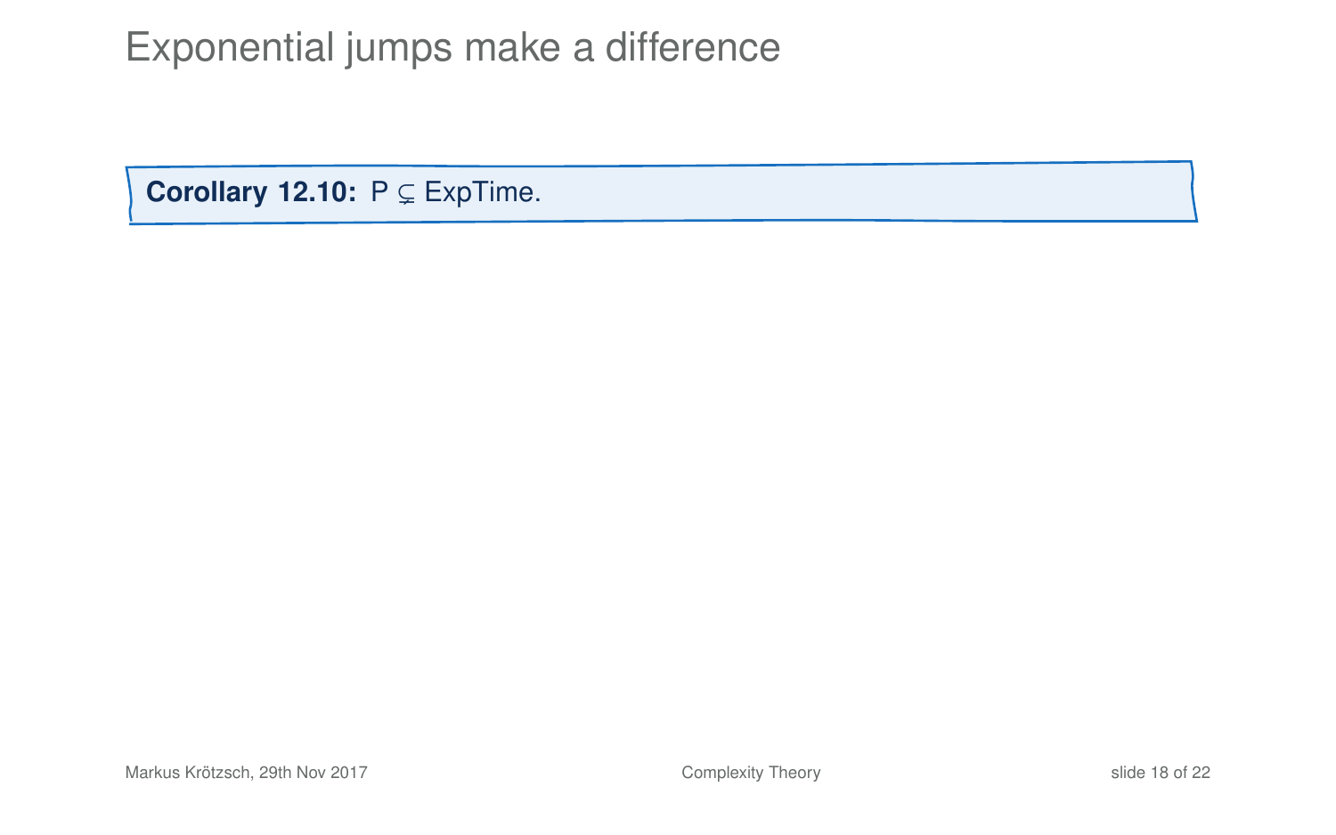# Exponential jumps make a difference

**Corollary 12.10:** $\mathsf{P} \subsetneq \mathsf{ExpTime}$.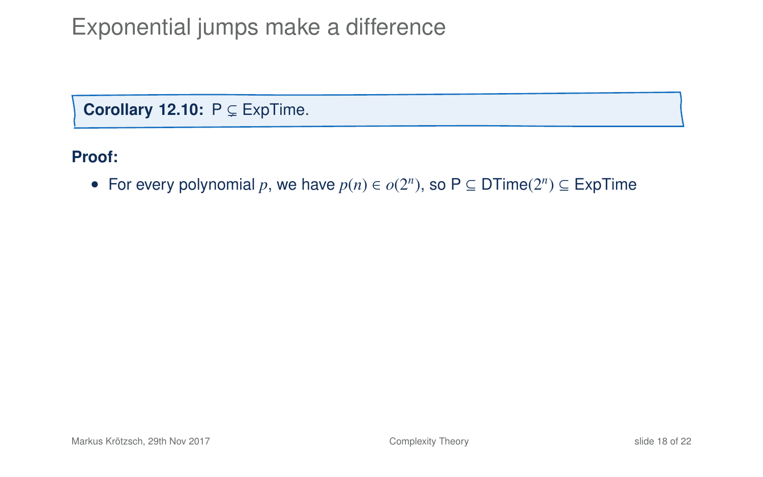# Exponential jumps make a difference

**Corollary 12.10:** $\mathsf{P} \subsetneq \mathsf{ExpTime}$.

**Proof:**

- For every polynomial $p$, we have $p(n) \in o(2^n)$, so $\mathsf{P} \subseteq \mathsf{DTime}(2^n) \subseteq \mathsf{ExpTime}$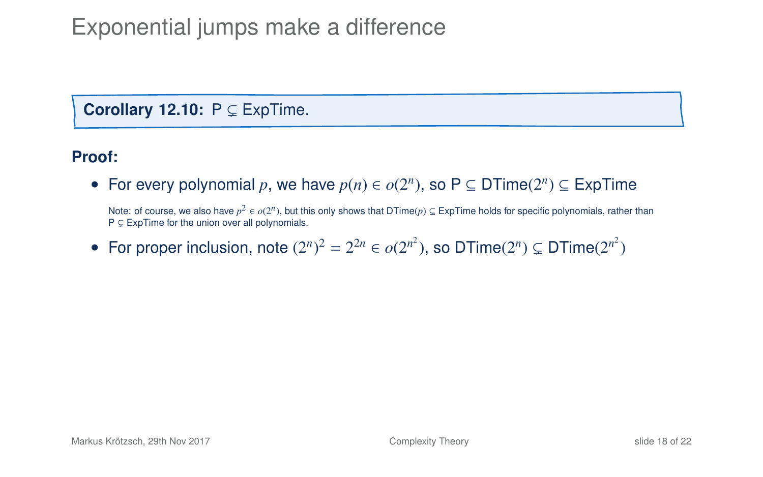# Exponential jumps make a difference

**Corollary 12.10:** P $\subsetneq$ ExpTime.

**Proof:**

- For every polynomial $p$, we have $p(n) \in o(2^n)$, so P $\subseteq$ DTime$(2^n)$ $\subseteq$ ExpTime

  Note: of course, we also have $p^2 \in o(2^n)$, but this only shows that DTime$(p)$ $\subsetneq$ ExpTime holds for specific polynomials, rather than P $\subsetneq$ ExpTime for the union over all polynomials.

- For proper inclusion, note $(2^n)^2 = 2^{2n} \in o(2^{n^2})$, so DTime$(2^n)$ $\subsetneq$ DTime$(2^{n^2})$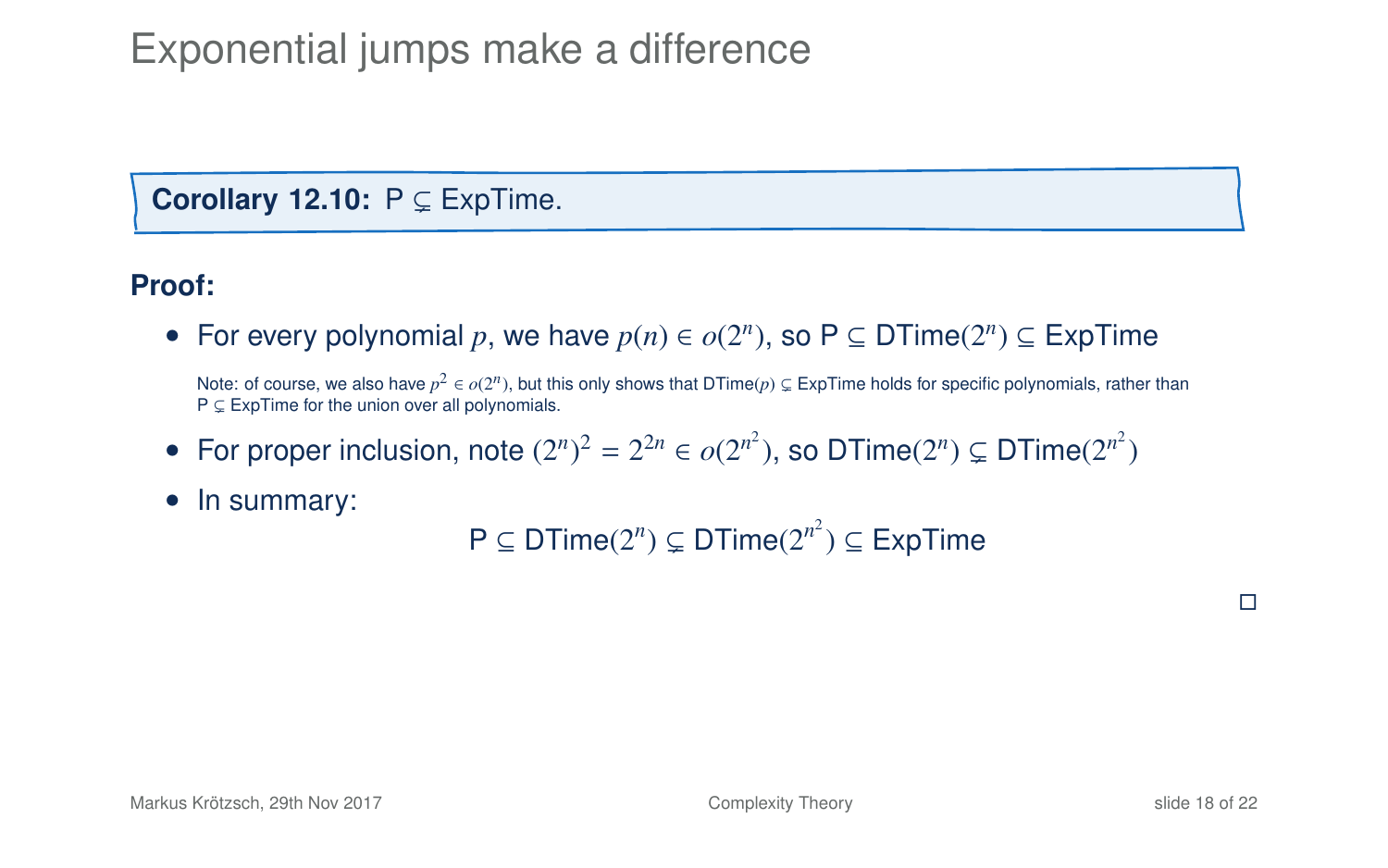# Exponential jumps make a difference

**Corollary 12.10:** P $\subsetneq$ ExpTime.

**Proof:**

- For every polynomial $p$, we have $p(n) \in o(2^n)$, so P $\subseteq$ DTime$(2^n)$ $\subseteq$ ExpTime

  Note: of course, we also have $p^2 \in o(2^n)$, but this only shows that DTime$(p)$ $\subsetneq$ ExpTime holds for specific polynomials, rather than P $\subsetneq$ ExpTime for the union over all polynomials.

- For proper inclusion, note $(2^n)^2 = 2^{2n} \in o(2^{n^2})$, so DTime$(2^n)$ $\subsetneq$ DTime$(2^{n^2})$
- In summary:

$$\mathsf{P} \subseteq \mathsf{DTime}(2^n) \subsetneq \mathsf{DTime}(2^{n^2}) \subseteq \mathsf{ExpTime}$$

$\square$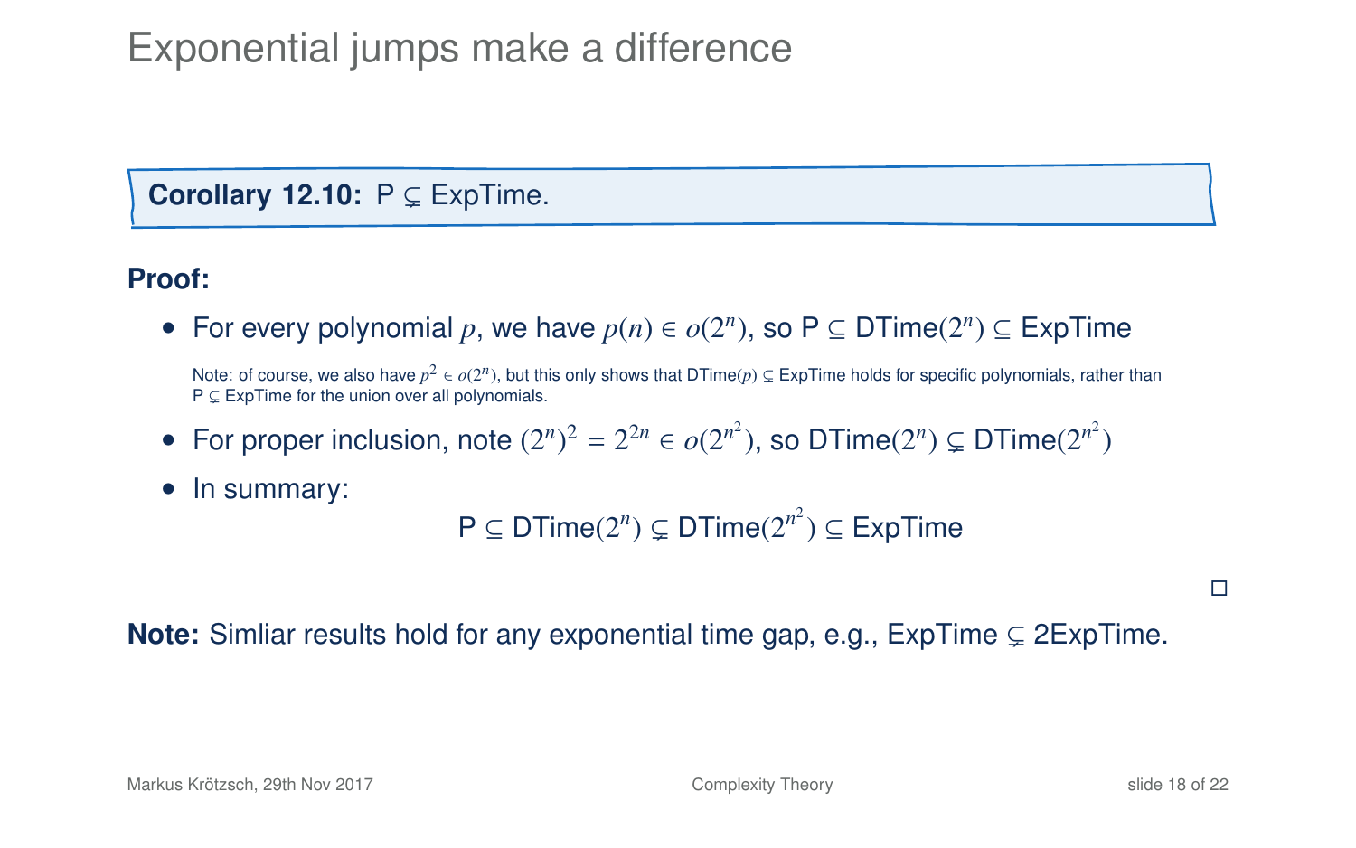# Exponential jumps make a difference

**Corollary 12.10:** $\mathsf{P} \subsetneq \mathsf{ExpTime}$.

**Proof:**

- For every polynomial $p$, we have $p(n) \in o(2^n)$, so $\mathsf{P} \subseteq \mathsf{DTime}(2^n) \subseteq \mathsf{ExpTime}$

  Note: of course, we also have $p^2 \in o(2^n)$, but this only shows that $\mathsf{DTime}(p) \subsetneq \mathsf{ExpTime}$ holds for specific polynomials, rather than $\mathsf{P} \subsetneq \mathsf{ExpTime}$ for the union over all polynomials.

- For proper inclusion, note $(2^n)^2 = 2^{2n} \in o(2^{n^2})$, so $\mathsf{DTime}(2^n) \subsetneq \mathsf{DTime}(2^{n^2})$
- In summary:

$$\mathsf{P} \subseteq \mathsf{DTime}(2^n) \subsetneq \mathsf{DTime}(2^{n^2}) \subseteq \mathsf{ExpTime}$$

□

**Note:** Simliar results hold for any exponential time gap, e.g., $\mathsf{ExpTime} \subsetneq \mathsf{2ExpTime}$.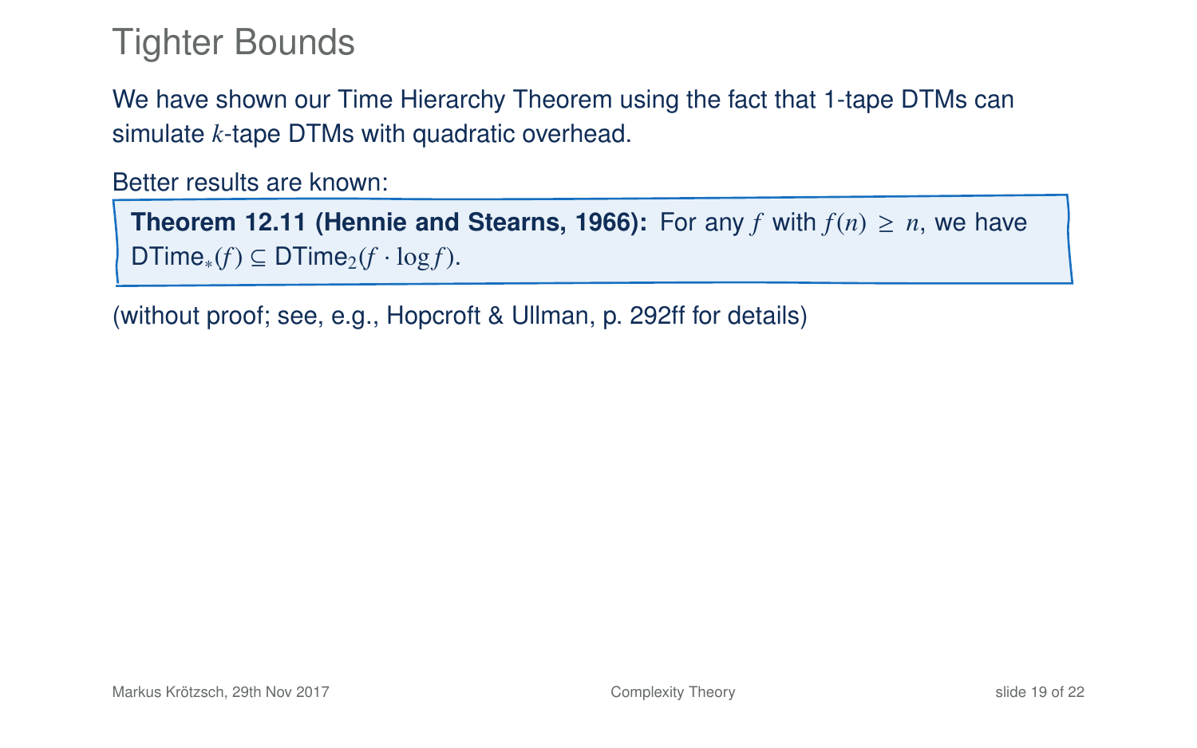# Tighter Bounds

We have shown our Time Hierarchy Theorem using the fact that 1-tape DTMs can simulate $k$-tape DTMs with quadratic overhead.

Better results are known:

> **Theorem 12.11 (Hennie and Stearns, 1966):** For any $f$ with $f(n) \geq n$, we have $\mathsf{DTime}_*(f) \subseteq \mathsf{DTime}_2(f \cdot \log f)$.

(without proof; see, e.g., Hopcroft & Ullman, p. 292ff for details)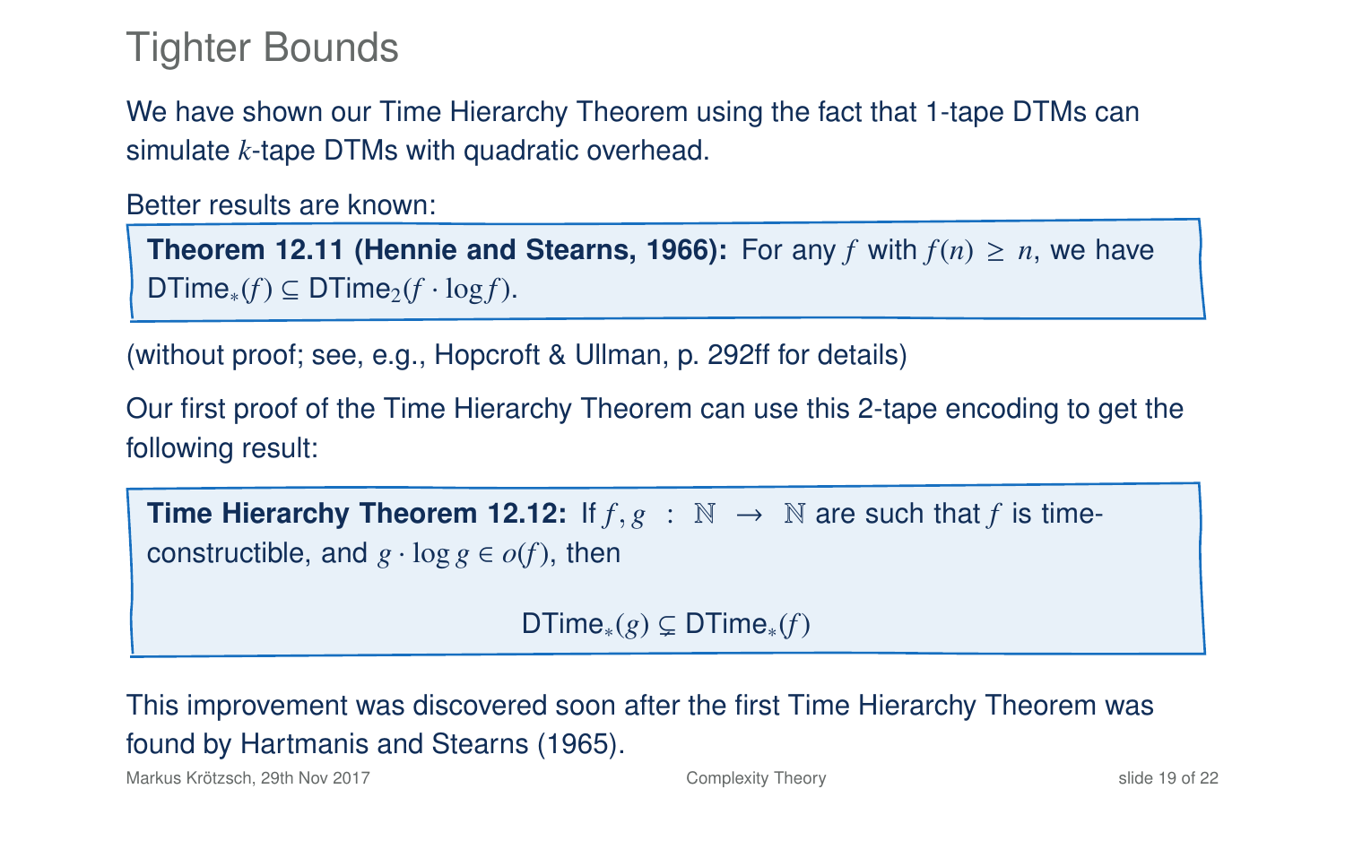# Tighter Bounds

We have shown our Time Hierarchy Theorem using the fact that 1-tape DTMs can simulate $k$-tape DTMs with quadratic overhead.

Better results are known:

> **Theorem 12.11 (Hennie and Stearns, 1966):** For any $f$ with $f(n) \geq n$, we have $\mathsf{DTime}_*(f) \subseteq \mathsf{DTime}_2(f \cdot \log f)$.

(without proof; see, e.g., Hopcroft & Ullman, p. 292ff for details)

Our first proof of the Time Hierarchy Theorem can use this 2-tape encoding to get the following result:

> **Time Hierarchy Theorem 12.12:** If $f, g : \mathbb{N} \to \mathbb{N}$ are such that $f$ is time-constructible, and $g \cdot \log g \in o(f)$, then
>
> $$\mathsf{DTime}_*(g) \subsetneq \mathsf{DTime}_*(f)$$

This improvement was discovered soon after the first Time Hierarchy Theorem was found by Hartmanis and Stearns (1965).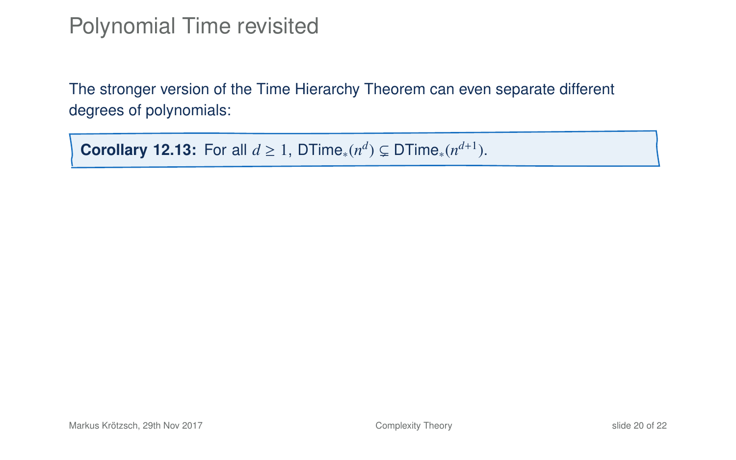# Polynomial Time revisited

The stronger version of the Time Hierarchy Theorem can even separate different degrees of polynomials:

**Corollary 12.13:** For all $d \geq 1$, $\mathsf{DTime}_*(n^d) \subsetneq \mathsf{DTime}_*(n^{d+1})$.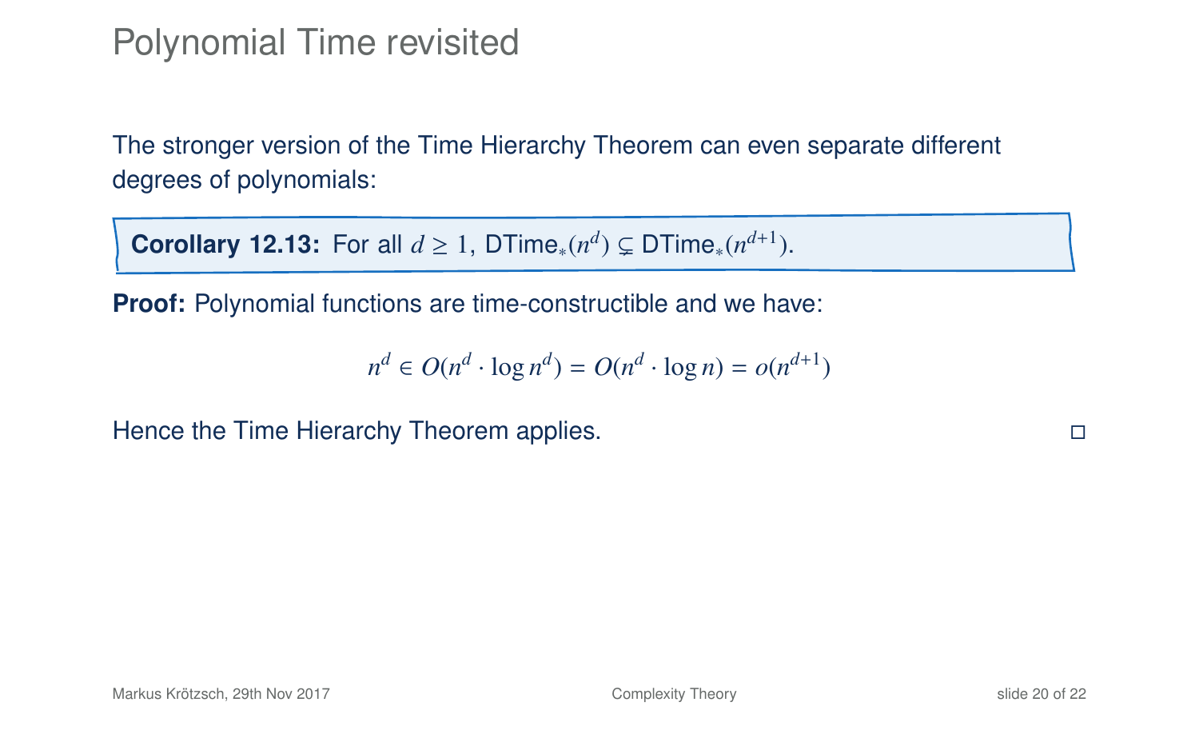# Polynomial Time revisited

The stronger version of the Time Hierarchy Theorem can even separate different degrees of polynomials:

**Corollary 12.13:** For all $d \geq 1$, $\mathsf{DTime}_*(n^d) \subsetneq \mathsf{DTime}_*(n^{d+1})$.

**Proof:** Polynomial functions are time-constructible and we have:

$$n^d \in O(n^d \cdot \log n^d) = O(n^d \cdot \log n) = o(n^{d+1})$$

Hence the Time Hierarchy Theorem applies. □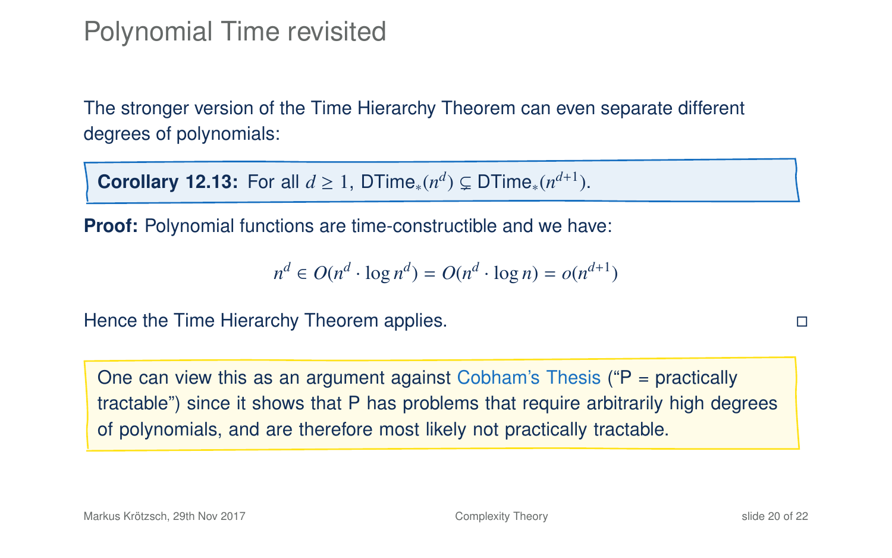# Polynomial Time revisited

The stronger version of the Time Hierarchy Theorem can even separate different degrees of polynomials:

**Corollary 12.13:** For all $d \geq 1$, $\mathsf{DTime}_*(n^d) \subsetneq \mathsf{DTime}_*(n^{d+1})$.

**Proof:** Polynomial functions are time-constructible and we have:

$$n^d \in O(n^d \cdot \log n^d) = O(n^d \cdot \log n) = o(n^{d+1})$$

Hence the Time Hierarchy Theorem applies. □

One can view this as an argument against Cobham's Thesis ("P = practically tractable") since it shows that P has problems that require arbitrarily high degrees of polynomials, and are therefore most likely not practically tractable.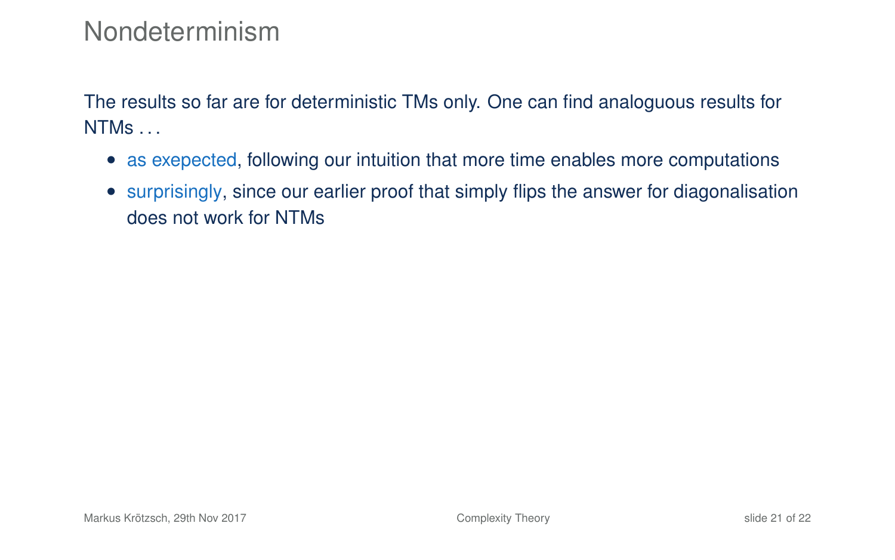# Nondeterminism

The results so far are for deterministic TMs only. One can find analoguous results for NTMs . . .

- as exepected, following our intuition that more time enables more computations
- surprisingly, since our earlier proof that simply flips the answer for diagonalisation does not work for NTMs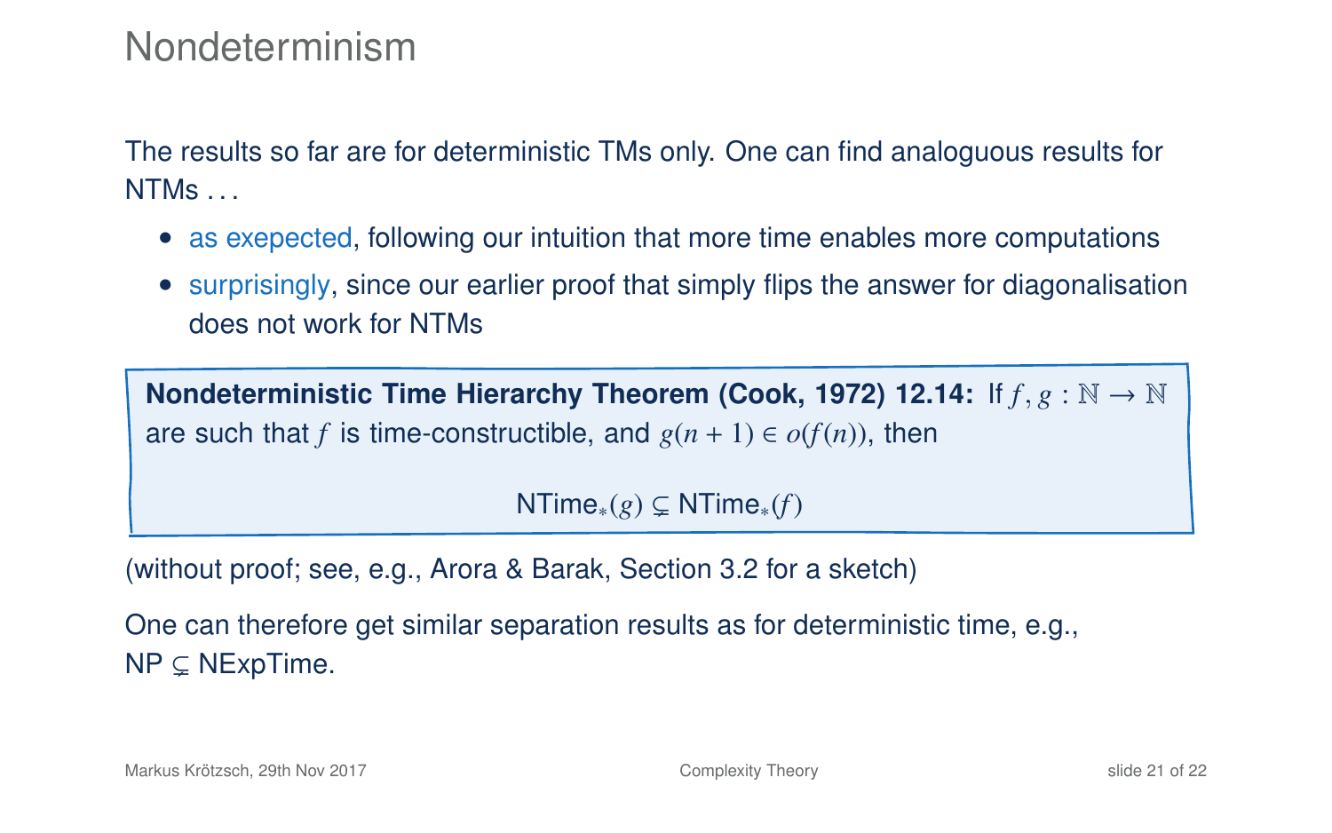# Nondeterminism

The results so far are for deterministic TMs only. One can find analoguous results for NTMs . . .

- as exepected, following our intuition that more time enables more computations
- surprisingly, since our earlier proof that simply flips the answer for diagonalisation does not work for NTMs

**Nondeterministic Time Hierarchy Theorem (Cook, 1972) 12.14:** If $f, g : \mathbb{N} \to \mathbb{N}$ are such that $f$ is time-constructible, and $g(n+1) \in o(f(n))$, then

$$\mathsf{NTime}_*(g) \subsetneq \mathsf{NTime}_*(f)$$

(without proof; see, e.g., Arora & Barak, Section 3.2 for a sketch)

One can therefore get similar separation results as for deterministic time, e.g., NP $\subsetneq$ NExpTime.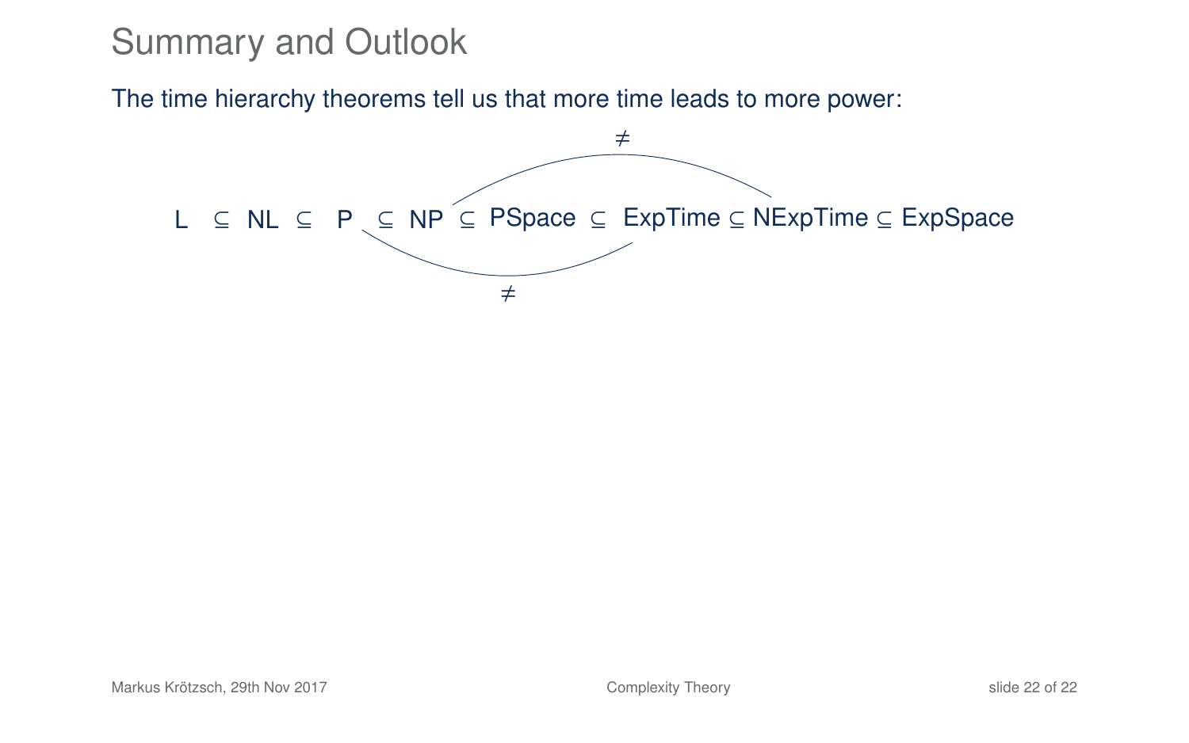# Summary and Outlook

The time hierarchy theorems tell us that more time leads to more power:

$$\mathsf{L} \subseteq \mathsf{NL} \subseteq \mathsf{P} \subseteq \mathsf{NP} \subseteq \mathsf{PSpace} \subseteq \mathsf{ExpTime} \subseteq \mathsf{NExpTime} \subseteq \mathsf{ExpSpace}$$

$\mathsf{P} \neq \mathsf{ExpTime}$

$\mathsf{NP} \neq \mathsf{NExpTime}$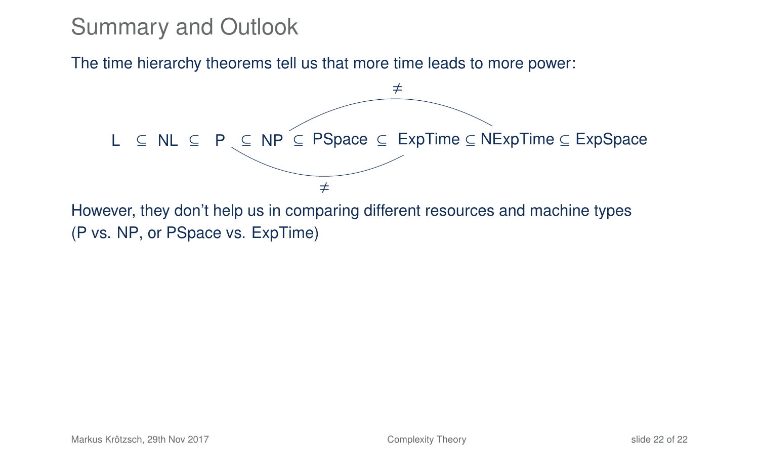# Summary and Outlook

The time hierarchy theorems tell us that more time leads to more power:

$$\mathsf{L} \subseteq \mathsf{NL} \subseteq \mathsf{P} \subseteq \mathsf{NP} \subseteq \mathsf{PSpace} \subseteq \mathsf{ExpTime} \subseteq \mathsf{NExpTime} \subseteq \mathsf{ExpSpace}$$

with $\mathsf{NP} \neq \mathsf{NExpTime}$ and $\mathsf{P} \neq \mathsf{ExpTime}$

However, they don't help us in comparing different resources and machine types (P vs. NP, or PSpace vs. ExpTime)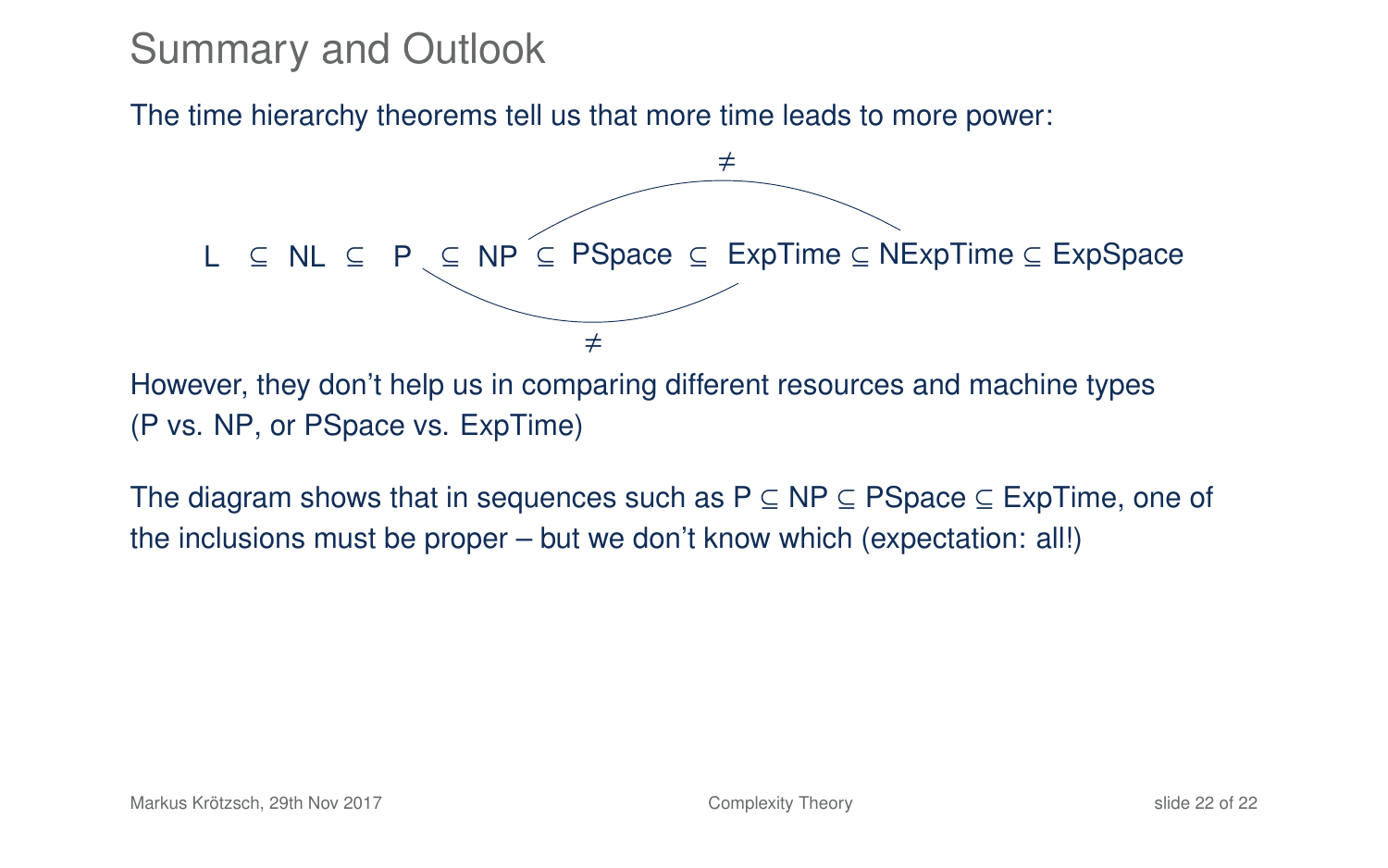# Summary and Outlook

The time hierarchy theorems tell us that more time leads to more power:

$$\mathsf{L} \subseteq \mathsf{NL} \subseteq \mathsf{P} \subseteq \mathsf{NP} \subseteq \mathsf{PSpace} \subseteq \mathsf{ExpTime} \subseteq \mathsf{NExpTime} \subseteq \mathsf{ExpSpace}$$

(with $\mathsf{P} \neq \mathsf{ExpTime}$ and $\mathsf{NP} \neq \mathsf{NExpTime}$)

However, they don't help us in comparing different resources and machine types (P vs. NP, or PSpace vs. ExpTime)

The diagram shows that in sequences such as $\mathsf{P} \subseteq \mathsf{NP} \subseteq \mathsf{PSpace} \subseteq \mathsf{ExpTime}$, one of the inclusions must be proper – but we don't know which (expectation: all!)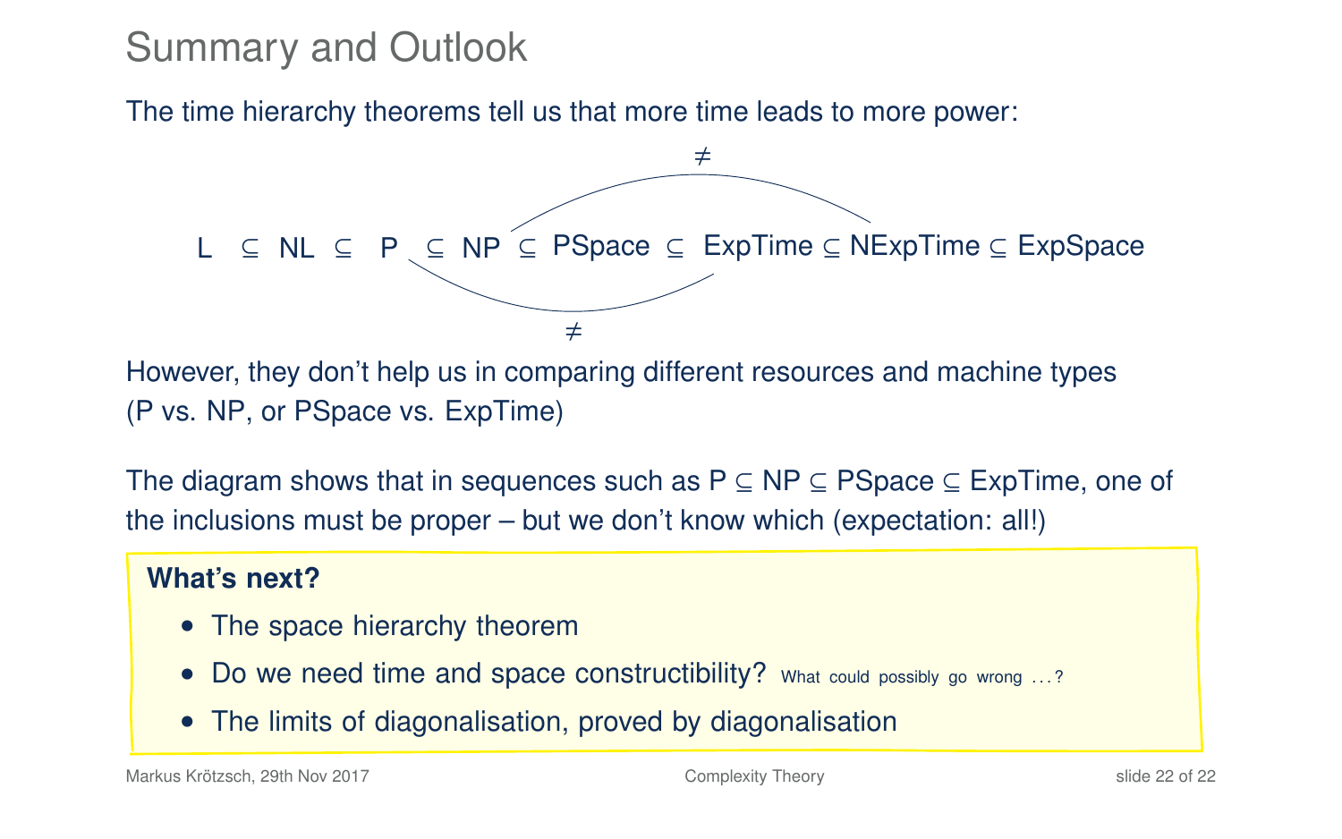# Summary and Outlook

The time hierarchy theorems tell us that more time leads to more power:

$$\text{L} \subseteq \text{NL} \subseteq \text{P} \subseteq \text{NP} \subseteq \text{PSpace} \subseteq \text{ExpTime} \subseteq \text{NExpTime} \subseteq \text{ExpSpace}$$

≠

≠

However, they don't help us in comparing different resources and machine types (P vs. NP, or PSpace vs. ExpTime)

The diagram shows that in sequences such as $\text{P} \subseteq \text{NP} \subseteq \text{PSpace} \subseteq \text{ExpTime}$, one of the inclusions must be proper – but we don't know which (expectation: all!)

**What's next?**

- The space hierarchy theorem
- Do we need time and space constructibility? What could possibly go wrong ...?
- The limits of diagonalisation, proved by diagonalisation